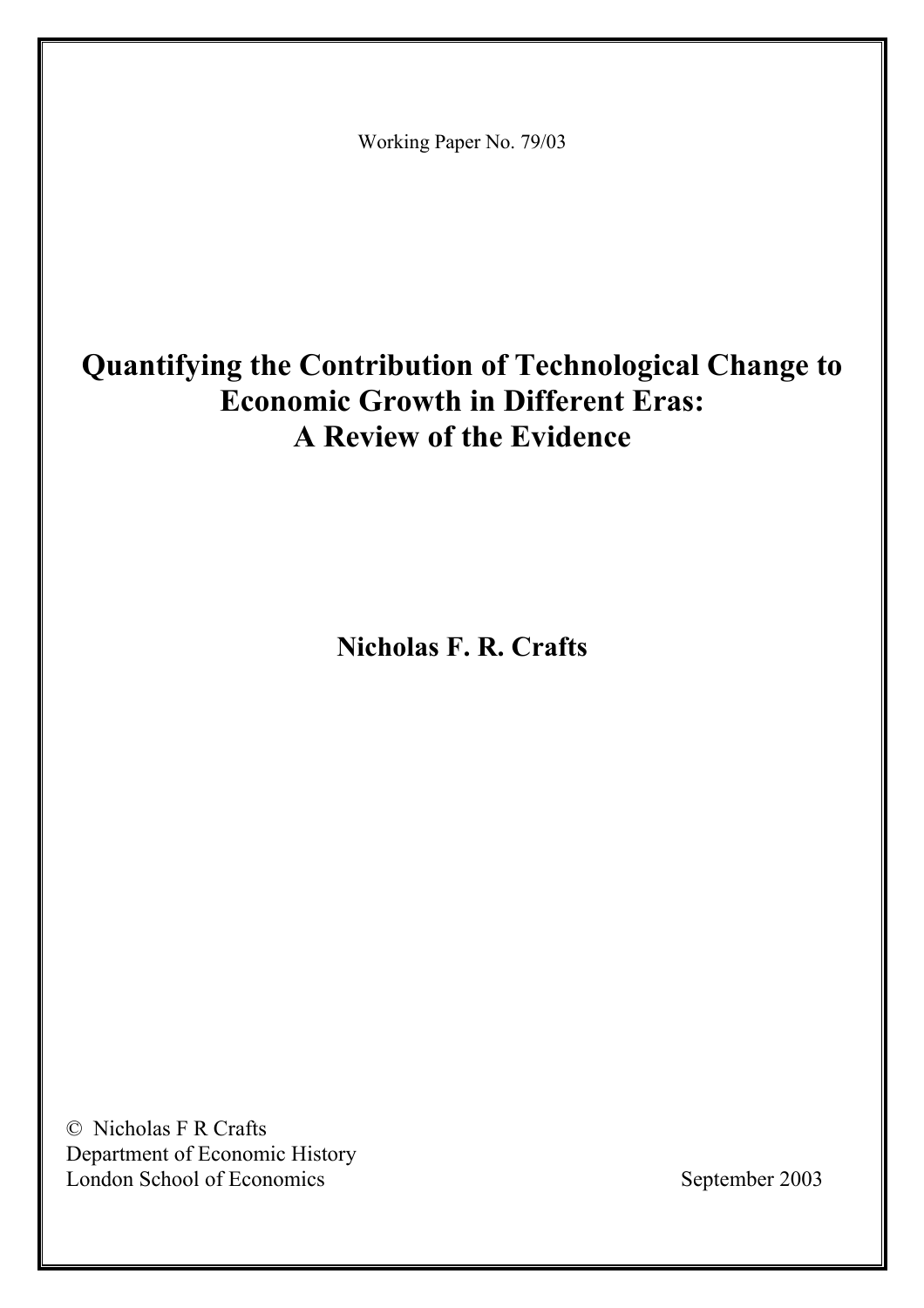Working Paper No. 79/03

# Quantifying the Contribution of Technological Change to Economic Growth in Different Eras: A Review of the Evidence

**Nicholas F. R. Crafts**

© Nicholas F R Crafts
Department of Economic History
London School of Economics

September 2003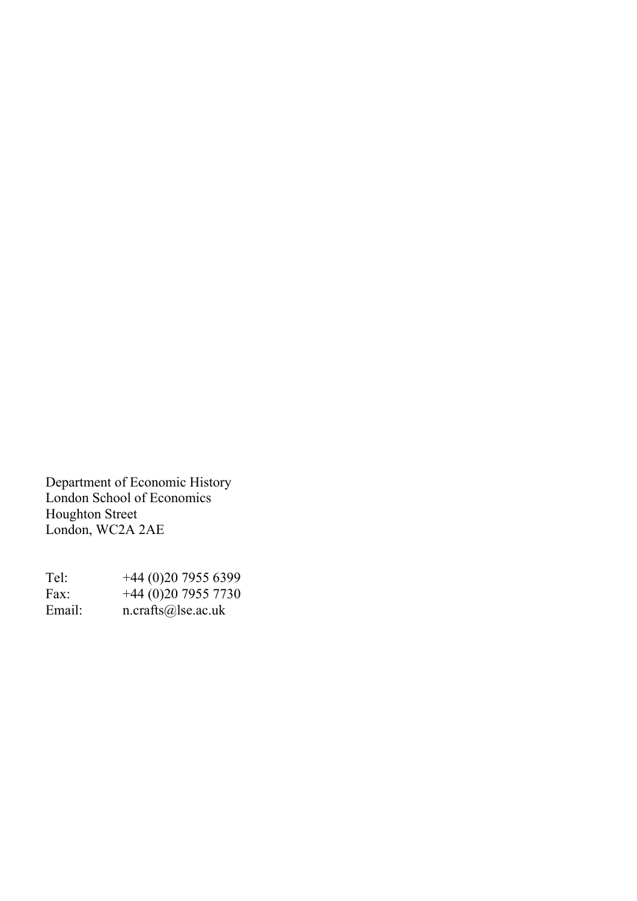Department of Economic History
London School of Economics
Houghton Street
London, WC2A 2AE

| | |
|---|---|
| Tel: | +44 (0)20 7955 6399 |
| Fax: | +44 (0)20 7955 7730 |
| Email: | n.crafts@lse.ac.uk |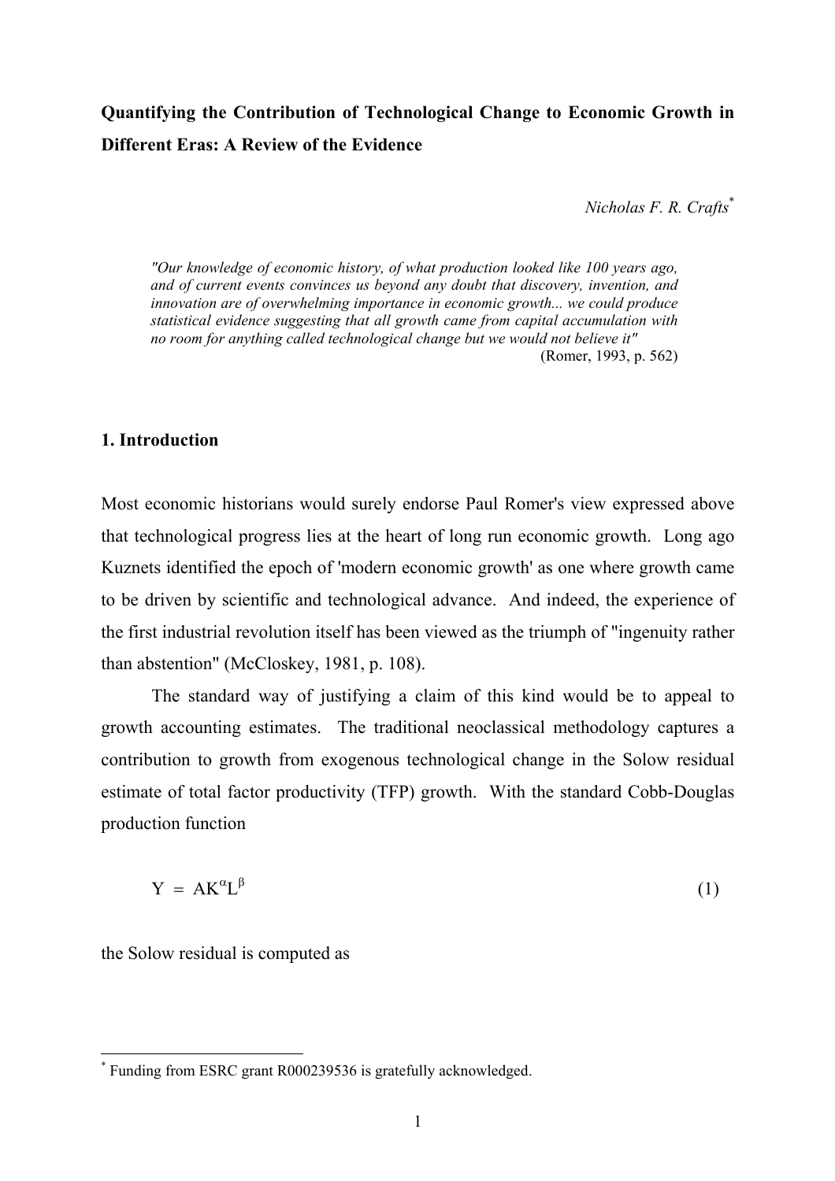**Quantifying the Contribution of Technological Change to Economic Growth in Different Eras: A Review of the Evidence**

*Nicholas F. R. Crafts*[*]

> *"Our knowledge of economic history, of what production looked like 100 years ago, and of current events convinces us beyond any doubt that discovery, invention, and innovation are of overwhelming importance in economic growth... we could produce statistical evidence suggesting that all growth came from capital accumulation with no room for anything called technological change but we would not believe it"*
>
> (Romer, 1993, p. 562)

## 1. Introduction

Most economic historians would surely endorse Paul Romer's view expressed above that technological progress lies at the heart of long run economic growth. Long ago Kuznets identified the epoch of 'modern economic growth' as one where growth came to be driven by scientific and technological advance. And indeed, the experience of the first industrial revolution itself has been viewed as the triumph of "ingenuity rather than abstention" (McCloskey, 1981, p. 108).

The standard way of justifying a claim of this kind would be to appeal to growth accounting estimates. The traditional neoclassical methodology captures a contribution to growth from exogenous technological change in the Solow residual estimate of total factor productivity (TFP) growth. With the standard Cobb-Douglas production function

$$Y = AK^{\alpha}L^{\beta} \tag{1}$$

the Solow residual is computed as

[*] Funding from ESRC grant R000239536 is gratefully acknowledged.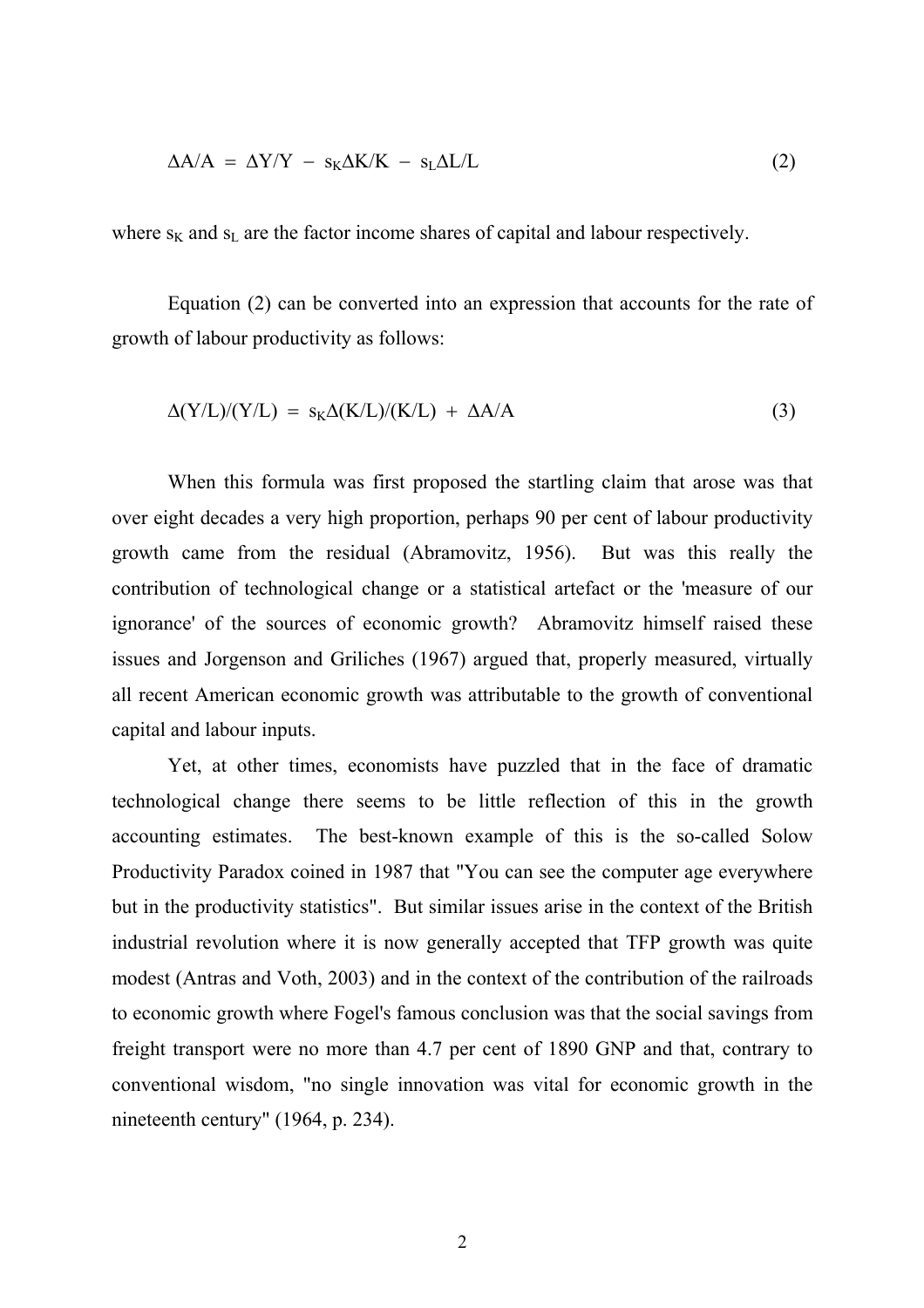$$\Delta A/A = \Delta Y/Y - s_K \Delta K/K - s_L \Delta L/L \tag{2}$$

where $s_K$ and $s_L$ are the factor income shares of capital and labour respectively.

Equation (2) can be converted into an expression that accounts for the rate of growth of labour productivity as follows:

$$\Delta(Y/L)/(Y/L) = s_K \Delta(K/L)/(K/L) + \Delta A/A \tag{3}$$

When this formula was first proposed the startling claim that arose was that over eight decades a very high proportion, perhaps 90 per cent of labour productivity growth came from the residual (Abramovitz, 1956). But was this really the contribution of technological change or a statistical artefact or the 'measure of our ignorance' of the sources of economic growth? Abramovitz himself raised these issues and Jorgenson and Griliches (1967) argued that, properly measured, virtually all recent American economic growth was attributable to the growth of conventional capital and labour inputs.

Yet, at other times, economists have puzzled that in the face of dramatic technological change there seems to be little reflection of this in the growth accounting estimates. The best-known example of this is the so-called Solow Productivity Paradox coined in 1987 that "You can see the computer age everywhere but in the productivity statistics". But similar issues arise in the context of the British industrial revolution where it is now generally accepted that TFP growth was quite modest (Antras and Voth, 2003) and in the context of the contribution of the railroads to economic growth where Fogel's famous conclusion was that the social savings from freight transport were no more than 4.7 per cent of 1890 GNP and that, contrary to conventional wisdom, "no single innovation was vital for economic growth in the nineteenth century" (1964, p. 234).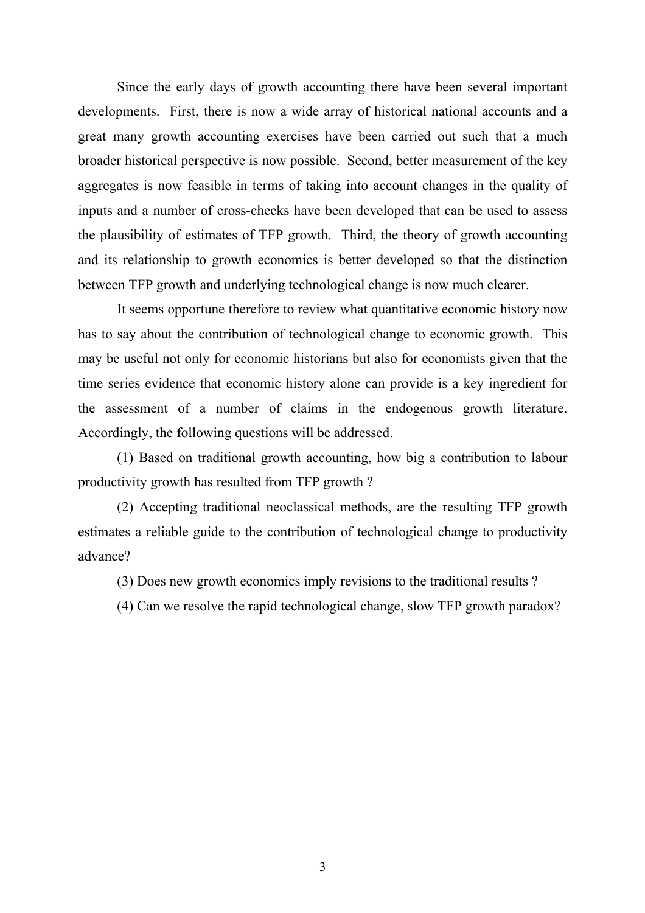Since the early days of growth accounting there have been several important developments. First, there is now a wide array of historical national accounts and a great many growth accounting exercises have been carried out such that a much broader historical perspective is now possible. Second, better measurement of the key aggregates is now feasible in terms of taking into account changes in the quality of inputs and a number of cross-checks have been developed that can be used to assess the plausibility of estimates of TFP growth. Third, the theory of growth accounting and its relationship to growth economics is better developed so that the distinction between TFP growth and underlying technological change is now much clearer.

It seems opportune therefore to review what quantitative economic history now has to say about the contribution of technological change to economic growth. This may be useful not only for economic historians but also for economists given that the time series evidence that economic history alone can provide is a key ingredient for the assessment of a number of claims in the endogenous growth literature. Accordingly, the following questions will be addressed.

(1) Based on traditional growth accounting, how big a contribution to labour productivity growth has resulted from TFP growth ?

(2) Accepting traditional neoclassical methods, are the resulting TFP growth estimates a reliable guide to the contribution of technological change to productivity advance?

(3) Does new growth economics imply revisions to the traditional results ?

(4) Can we resolve the rapid technological change, slow TFP growth paradox?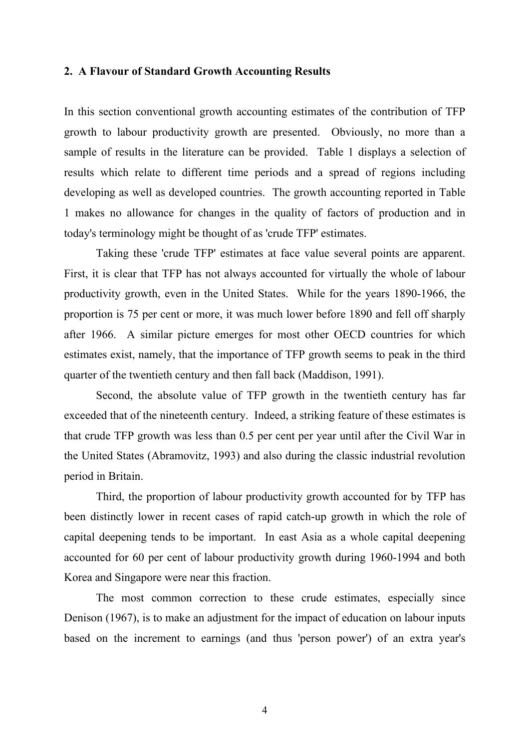## 2. A Flavour of Standard Growth Accounting Results

In this section conventional growth accounting estimates of the contribution of TFP growth to labour productivity growth are presented. Obviously, no more than a sample of results in the literature can be provided. Table 1 displays a selection of results which relate to different time periods and a spread of regions including developing as well as developed countries. The growth accounting reported in Table 1 makes no allowance for changes in the quality of factors of production and in today's terminology might be thought of as 'crude TFP' estimates.

Taking these 'crude TFP' estimates at face value several points are apparent. First, it is clear that TFP has not always accounted for virtually the whole of labour productivity growth, even in the United States. While for the years 1890-1966, the proportion is 75 per cent or more, it was much lower before 1890 and fell off sharply after 1966. A similar picture emerges for most other OECD countries for which estimates exist, namely, that the importance of TFP growth seems to peak in the third quarter of the twentieth century and then fall back (Maddison, 1991).

Second, the absolute value of TFP growth in the twentieth century has far exceeded that of the nineteenth century. Indeed, a striking feature of these estimates is that crude TFP growth was less than 0.5 per cent per year until after the Civil War in the United States (Abramovitz, 1993) and also during the classic industrial revolution period in Britain.

Third, the proportion of labour productivity growth accounted for by TFP has been distinctly lower in recent cases of rapid catch-up growth in which the role of capital deepening tends to be important. In east Asia as a whole capital deepening accounted for 60 per cent of labour productivity growth during 1960-1994 and both Korea and Singapore were near this fraction.

The most common correction to these crude estimates, especially since Denison (1967), is to make an adjustment for the impact of education on labour inputs based on the increment to earnings (and thus 'person power') of an extra year's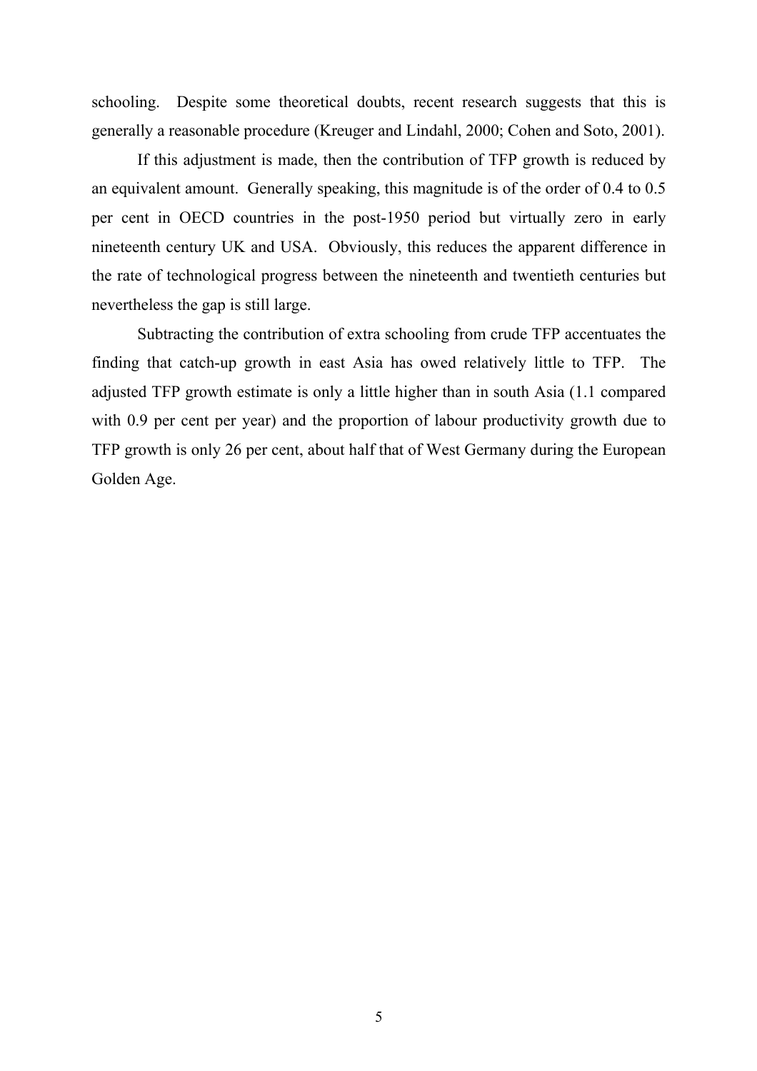schooling. Despite some theoretical doubts, recent research suggests that this is generally a reasonable procedure (Kreuger and Lindahl, 2000; Cohen and Soto, 2001).

If this adjustment is made, then the contribution of TFP growth is reduced by an equivalent amount. Generally speaking, this magnitude is of the order of 0.4 to 0.5 per cent in OECD countries in the post-1950 period but virtually zero in early nineteenth century UK and USA. Obviously, this reduces the apparent difference in the rate of technological progress between the nineteenth and twentieth centuries but nevertheless the gap is still large.

Subtracting the contribution of extra schooling from crude TFP accentuates the finding that catch-up growth in east Asia has owed relatively little to TFP. The adjusted TFP growth estimate is only a little higher than in south Asia (1.1 compared with 0.9 per cent per year) and the proportion of labour productivity growth due to TFP growth is only 26 per cent, about half that of West Germany during the European Golden Age.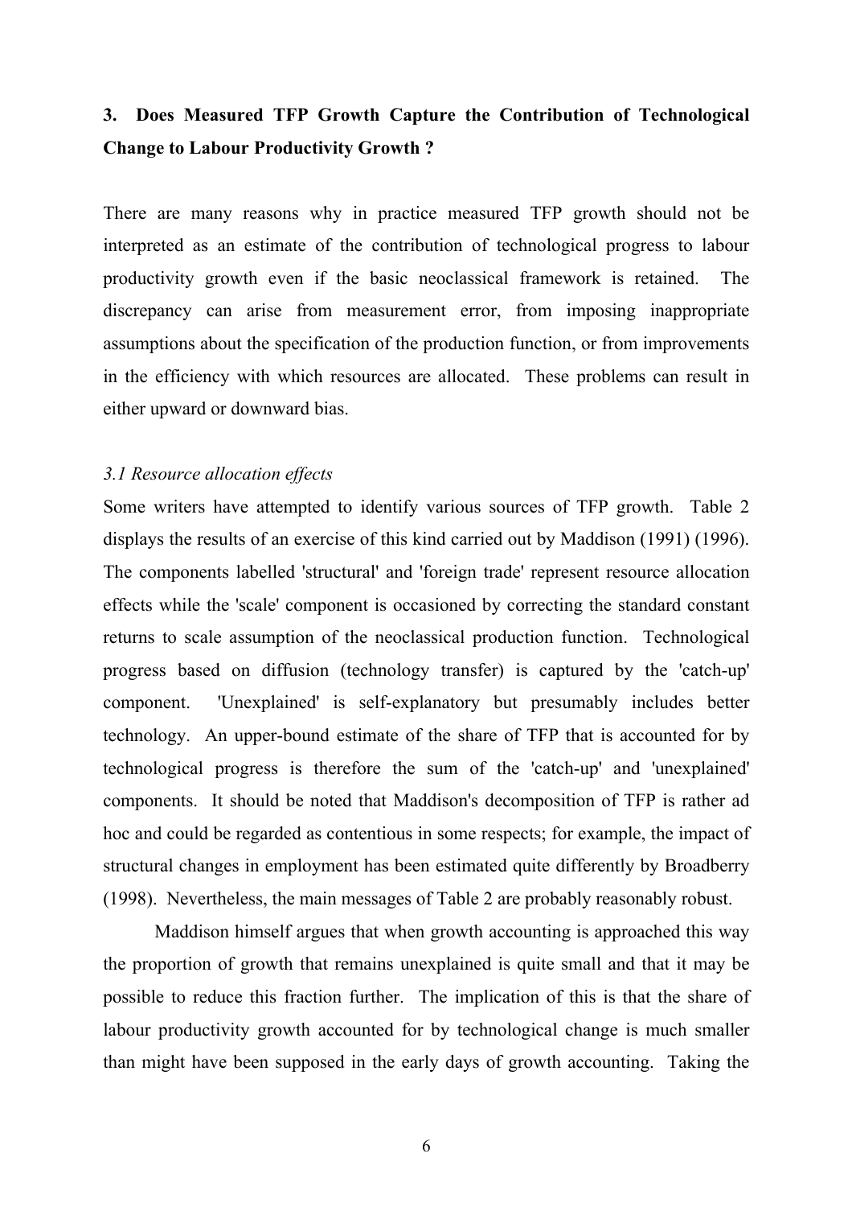## 3. Does Measured TFP Growth Capture the Contribution of Technological Change to Labour Productivity Growth ?

There are many reasons why in practice measured TFP growth should not be interpreted as an estimate of the contribution of technological progress to labour productivity growth even if the basic neoclassical framework is retained. The discrepancy can arise from measurement error, from imposing inappropriate assumptions about the specification of the production function, or from improvements in the efficiency with which resources are allocated. These problems can result in either upward or downward bias.

### *3.1 Resource allocation effects*

Some writers have attempted to identify various sources of TFP growth. Table 2 displays the results of an exercise of this kind carried out by Maddison (1991) (1996). The components labelled 'structural' and 'foreign trade' represent resource allocation effects while the 'scale' component is occasioned by correcting the standard constant returns to scale assumption of the neoclassical production function. Technological progress based on diffusion (technology transfer) is captured by the 'catch-up' component. 'Unexplained' is self-explanatory but presumably includes better technology. An upper-bound estimate of the share of TFP that is accounted for by technological progress is therefore the sum of the 'catch-up' and 'unexplained' components. It should be noted that Maddison's decomposition of TFP is rather ad hoc and could be regarded as contentious in some respects; for example, the impact of structural changes in employment has been estimated quite differently by Broadberry (1998). Nevertheless, the main messages of Table 2 are probably reasonably robust.

Maddison himself argues that when growth accounting is approached this way the proportion of growth that remains unexplained is quite small and that it may be possible to reduce this fraction further. The implication of this is that the share of labour productivity growth accounted for by technological change is much smaller than might have been supposed in the early days of growth accounting. Taking the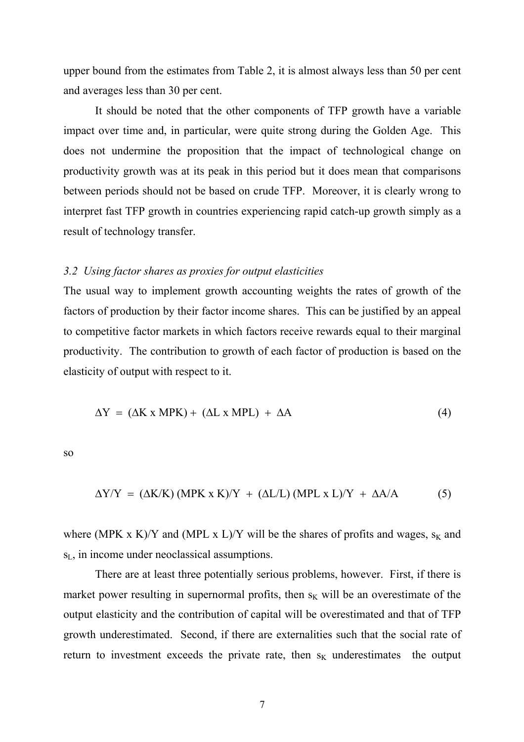upper bound from the estimates from Table 2, it is almost always less than 50 per cent and averages less than 30 per cent.

It should be noted that the other components of TFP growth have a variable impact over time and, in particular, were quite strong during the Golden Age. This does not undermine the proposition that the impact of technological change on productivity growth was at its peak in this period but it does mean that comparisons between periods should not be based on crude TFP. Moreover, it is clearly wrong to interpret fast TFP growth in countries experiencing rapid catch-up growth simply as a result of technology transfer.

### *3.2 Using factor shares as proxies for output elasticities*

The usual way to implement growth accounting weights the rates of growth of the factors of production by their factor income shares. This can be justified by an appeal to competitive factor markets in which factors receive rewards equal to their marginal productivity. The contribution to growth of each factor of production is based on the elasticity of output with respect to it.

$$\Delta Y = (\Delta K \times MPK) + (\Delta L \times MPL) + \Delta A \tag{4}$$

so

$$\Delta Y/Y = (\Delta K/K)\,(MPK \times K)/Y + (\Delta L/L)\,(MPL \times L)/Y + \Delta A/A \tag{5}$$

where $(MPK \times K)/Y$ and $(MPL \times L)/Y$ will be the shares of profits and wages, $s_K$ and $s_L$, in income under neoclassical assumptions.

There are at least three potentially serious problems, however. First, if there is market power resulting in supernormal profits, then $s_K$ will be an overestimate of the output elasticity and the contribution of capital will be overestimated and that of TFP growth underestimated. Second, if there are externalities such that the social rate of return to investment exceeds the private rate, then $s_K$ underestimates the output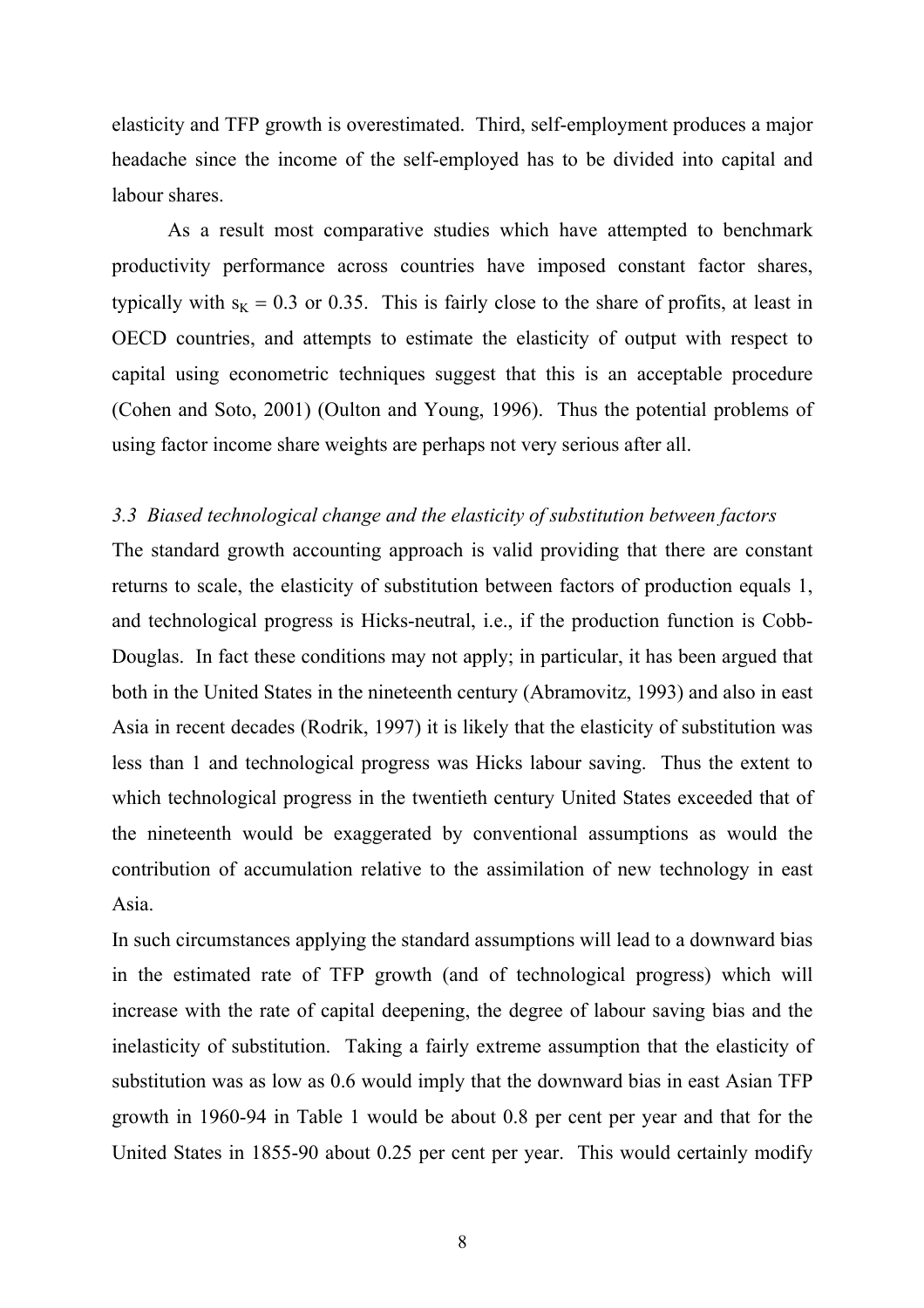elasticity and TFP growth is overestimated. Third, self-employment produces a major headache since the income of the self-employed has to be divided into capital and labour shares.

As a result most comparative studies which have attempted to benchmark productivity performance across countries have imposed constant factor shares, typically with $s_K = 0.3$ or 0.35. This is fairly close to the share of profits, at least in OECD countries, and attempts to estimate the elasticity of output with respect to capital using econometric techniques suggest that this is an acceptable procedure (Cohen and Soto, 2001) (Oulton and Young, 1996). Thus the potential problems of using factor income share weights are perhaps not very serious after all.

### *3.3 Biased technological change and the elasticity of substitution between factors*

The standard growth accounting approach is valid providing that there are constant returns to scale, the elasticity of substitution between factors of production equals 1, and technological progress is Hicks-neutral, i.e., if the production function is Cobb-Douglas. In fact these conditions may not apply; in particular, it has been argued that both in the United States in the nineteenth century (Abramovitz, 1993) and also in east Asia in recent decades (Rodrik, 1997) it is likely that the elasticity of substitution was less than 1 and technological progress was Hicks labour saving. Thus the extent to which technological progress in the twentieth century United States exceeded that of the nineteenth would be exaggerated by conventional assumptions as would the contribution of accumulation relative to the assimilation of new technology in east Asia.

In such circumstances applying the standard assumptions will lead to a downward bias in the estimated rate of TFP growth (and of technological progress) which will increase with the rate of capital deepening, the degree of labour saving bias and the inelasticity of substitution. Taking a fairly extreme assumption that the elasticity of substitution was as low as 0.6 would imply that the downward bias in east Asian TFP growth in 1960-94 in Table 1 would be about 0.8 per cent per year and that for the United States in 1855-90 about 0.25 per cent per year. This would certainly modify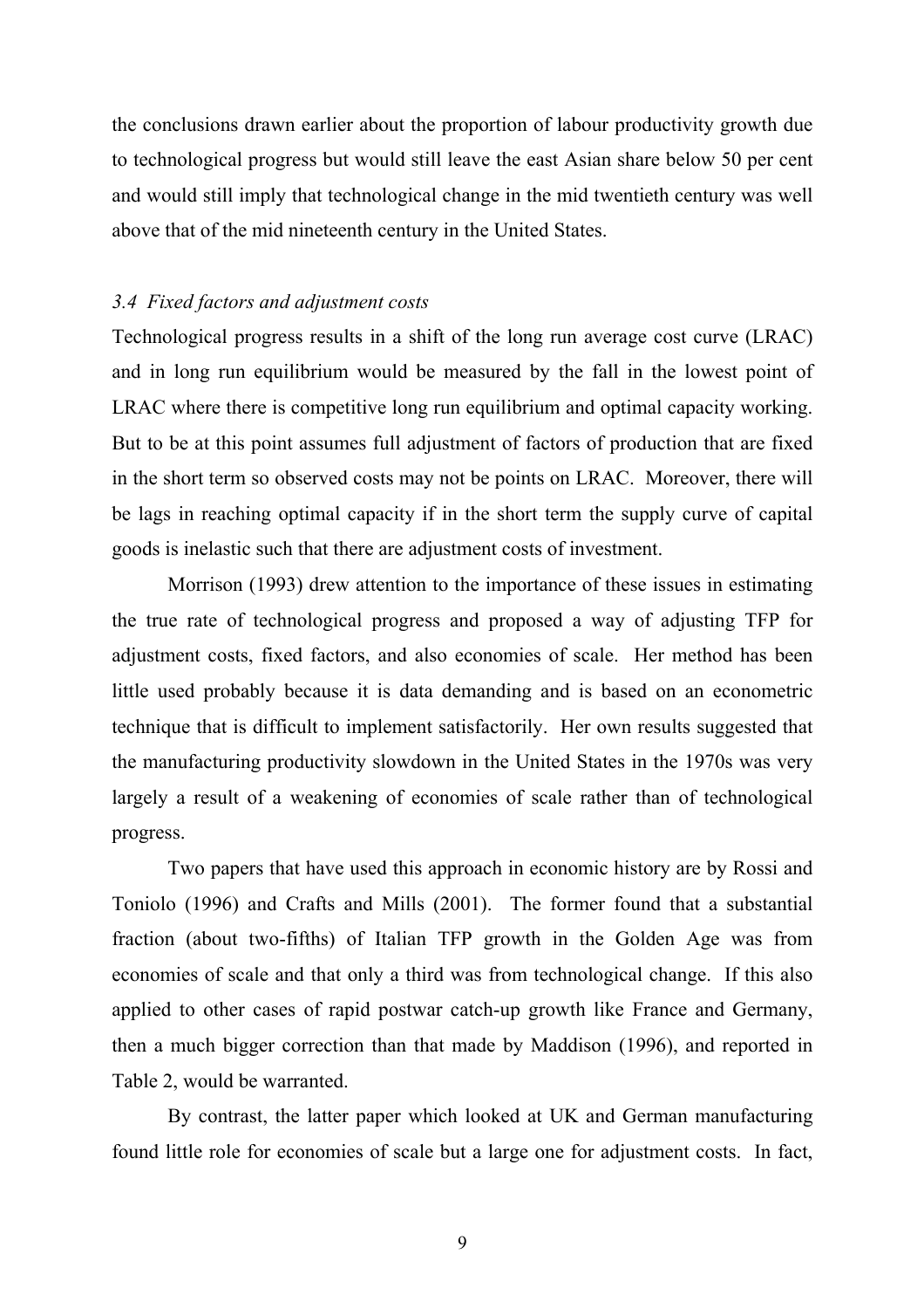the conclusions drawn earlier about the proportion of labour productivity growth due to technological progress but would still leave the east Asian share below 50 per cent and would still imply that technological change in the mid twentieth century was well above that of the mid nineteenth century in the United States.

### *3.4 Fixed factors and adjustment costs*

Technological progress results in a shift of the long run average cost curve (LRAC) and in long run equilibrium would be measured by the fall in the lowest point of LRAC where there is competitive long run equilibrium and optimal capacity working. But to be at this point assumes full adjustment of factors of production that are fixed in the short term so observed costs may not be points on LRAC. Moreover, there will be lags in reaching optimal capacity if in the short term the supply curve of capital goods is inelastic such that there are adjustment costs of investment.

Morrison (1993) drew attention to the importance of these issues in estimating the true rate of technological progress and proposed a way of adjusting TFP for adjustment costs, fixed factors, and also economies of scale. Her method has been little used probably because it is data demanding and is based on an econometric technique that is difficult to implement satisfactorily. Her own results suggested that the manufacturing productivity slowdown in the United States in the 1970s was very largely a result of a weakening of economies of scale rather than of technological progress.

Two papers that have used this approach in economic history are by Rossi and Toniolo (1996) and Crafts and Mills (2001). The former found that a substantial fraction (about two-fifths) of Italian TFP growth in the Golden Age was from economies of scale and that only a third was from technological change. If this also applied to other cases of rapid postwar catch-up growth like France and Germany, then a much bigger correction than that made by Maddison (1996), and reported in Table 2, would be warranted.

By contrast, the latter paper which looked at UK and German manufacturing found little role for economies of scale but a large one for adjustment costs. In fact,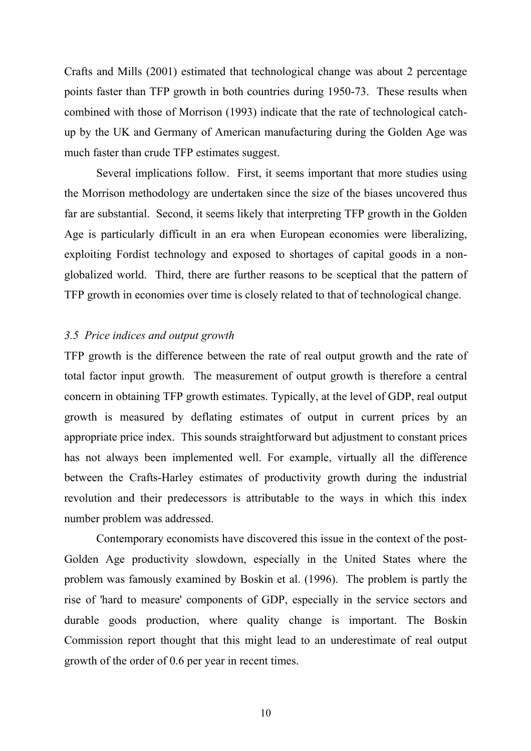Crafts and Mills (2001) estimated that technological change was about 2 percentage points faster than TFP growth in both countries during 1950-73. These results when combined with those of Morrison (1993) indicate that the rate of technological catch-up by the UK and Germany of American manufacturing during the Golden Age was much faster than crude TFP estimates suggest.

Several implications follow. First, it seems important that more studies using the Morrison methodology are undertaken since the size of the biases uncovered thus far are substantial. Second, it seems likely that interpreting TFP growth in the Golden Age is particularly difficult in an era when European economies were liberalizing, exploiting Fordist technology and exposed to shortages of capital goods in a non-globalized world. Third, there are further reasons to be sceptical that the pattern of TFP growth in economies over time is closely related to that of technological change.

### *3.5 Price indices and output growth*

TFP growth is the difference between the rate of real output growth and the rate of total factor input growth. The measurement of output growth is therefore a central concern in obtaining TFP growth estimates. Typically, at the level of GDP, real output growth is measured by deflating estimates of output in current prices by an appropriate price index. This sounds straightforward but adjustment to constant prices has not always been implemented well. For example, virtually all the difference between the Crafts-Harley estimates of productivity growth during the industrial revolution and their predecessors is attributable to the ways in which this index number problem was addressed.

Contemporary economists have discovered this issue in the context of the post-Golden Age productivity slowdown, especially in the United States where the problem was famously examined by Boskin et al. (1996). The problem is partly the rise of 'hard to measure' components of GDP, especially in the service sectors and durable goods production, where quality change is important. The Boskin Commission report thought that this might lead to an underestimate of real output growth of the order of 0.6 per year in recent times.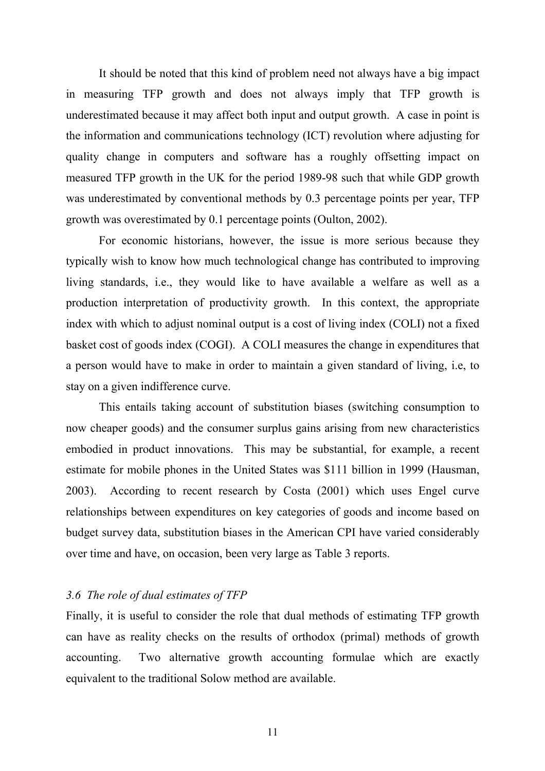It should be noted that this kind of problem need not always have a big impact in measuring TFP growth and does not always imply that TFP growth is underestimated because it may affect both input and output growth. A case in point is the information and communications technology (ICT) revolution where adjusting for quality change in computers and software has a roughly offsetting impact on measured TFP growth in the UK for the period 1989-98 such that while GDP growth was underestimated by conventional methods by 0.3 percentage points per year, TFP growth was overestimated by 0.1 percentage points (Oulton, 2002).

For economic historians, however, the issue is more serious because they typically wish to know how much technological change has contributed to improving living standards, i.e., they would like to have available a welfare as well as a production interpretation of productivity growth. In this context, the appropriate index with which to adjust nominal output is a cost of living index (COLI) not a fixed basket cost of goods index (COGI). A COLI measures the change in expenditures that a person would have to make in order to maintain a given standard of living, i.e, to stay on a given indifference curve.

This entails taking account of substitution biases (switching consumption to now cheaper goods) and the consumer surplus gains arising from new characteristics embodied in product innovations. This may be substantial, for example, a recent estimate for mobile phones in the United States was $111 billion in 1999 (Hausman, 2003). According to recent research by Costa (2001) which uses Engel curve relationships between expenditures on key categories of goods and income based on budget survey data, substitution biases in the American CPI have varied considerably over time and have, on occasion, been very large as Table 3 reports.

### *3.6 The role of dual estimates of TFP*

Finally, it is useful to consider the role that dual methods of estimating TFP growth can have as reality checks on the results of orthodox (primal) methods of growth accounting. Two alternative growth accounting formulae which are exactly equivalent to the traditional Solow method are available.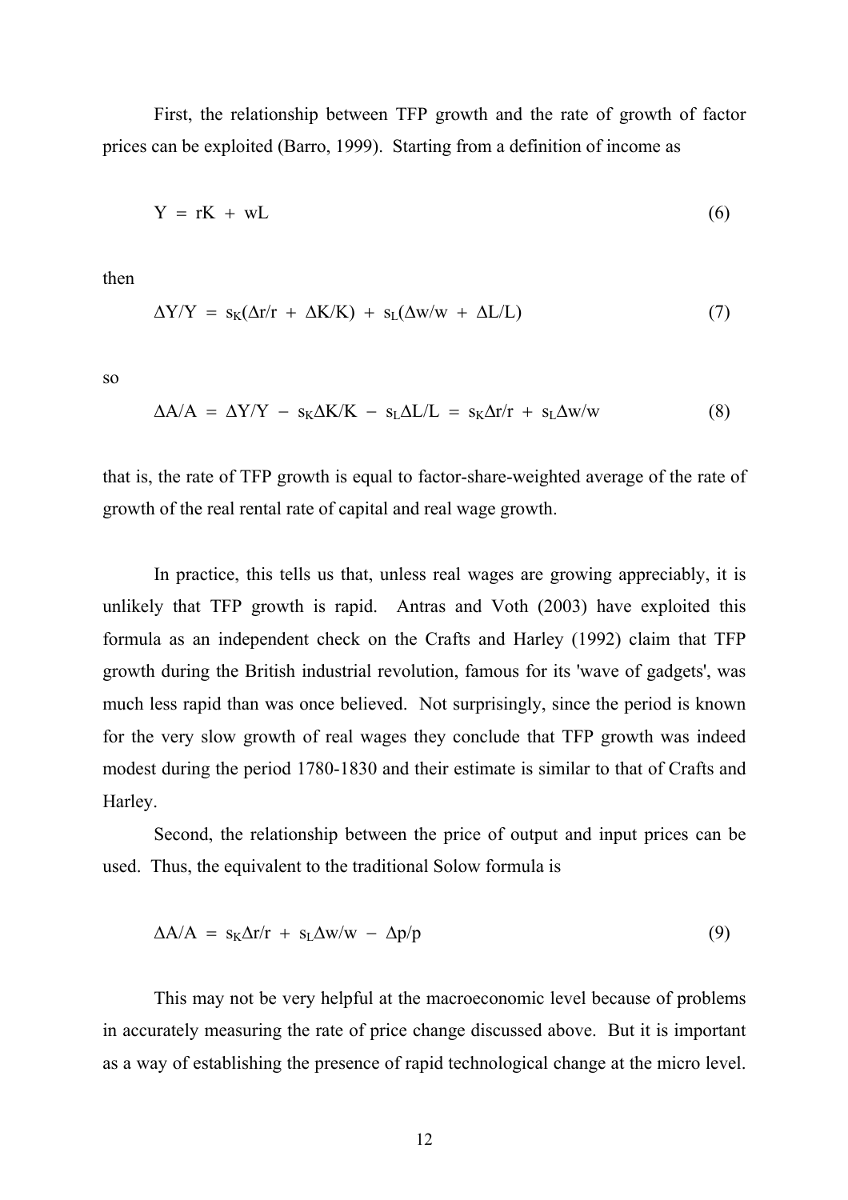First, the relationship between TFP growth and the rate of growth of factor prices can be exploited (Barro, 1999). Starting from a definition of income as

$$Y = rK + wL \tag{6}$$

then

$$\Delta Y/Y = s_K(\Delta r/r + \Delta K/K) + s_L(\Delta w/w + \Delta L/L) \tag{7}$$

so

$$\Delta A/A = \Delta Y/Y - s_K\Delta K/K - s_L\Delta L/L = s_K\Delta r/r + s_L\Delta w/w \tag{8}$$

that is, the rate of TFP growth is equal to factor-share-weighted average of the rate of growth of the real rental rate of capital and real wage growth.

In practice, this tells us that, unless real wages are growing appreciably, it is unlikely that TFP growth is rapid. Antras and Voth (2003) have exploited this formula as an independent check on the Crafts and Harley (1992) claim that TFP growth during the British industrial revolution, famous for its 'wave of gadgets', was much less rapid than was once believed. Not surprisingly, since the period is known for the very slow growth of real wages they conclude that TFP growth was indeed modest during the period 1780-1830 and their estimate is similar to that of Crafts and Harley.

Second, the relationship between the price of output and input prices can be used. Thus, the equivalent to the traditional Solow formula is

$$\Delta A/A = s_K\Delta r/r + s_L\Delta w/w - \Delta p/p \tag{9}$$

This may not be very helpful at the macroeconomic level because of problems in accurately measuring the rate of price change discussed above. But it is important as a way of establishing the presence of rapid technological change at the micro level.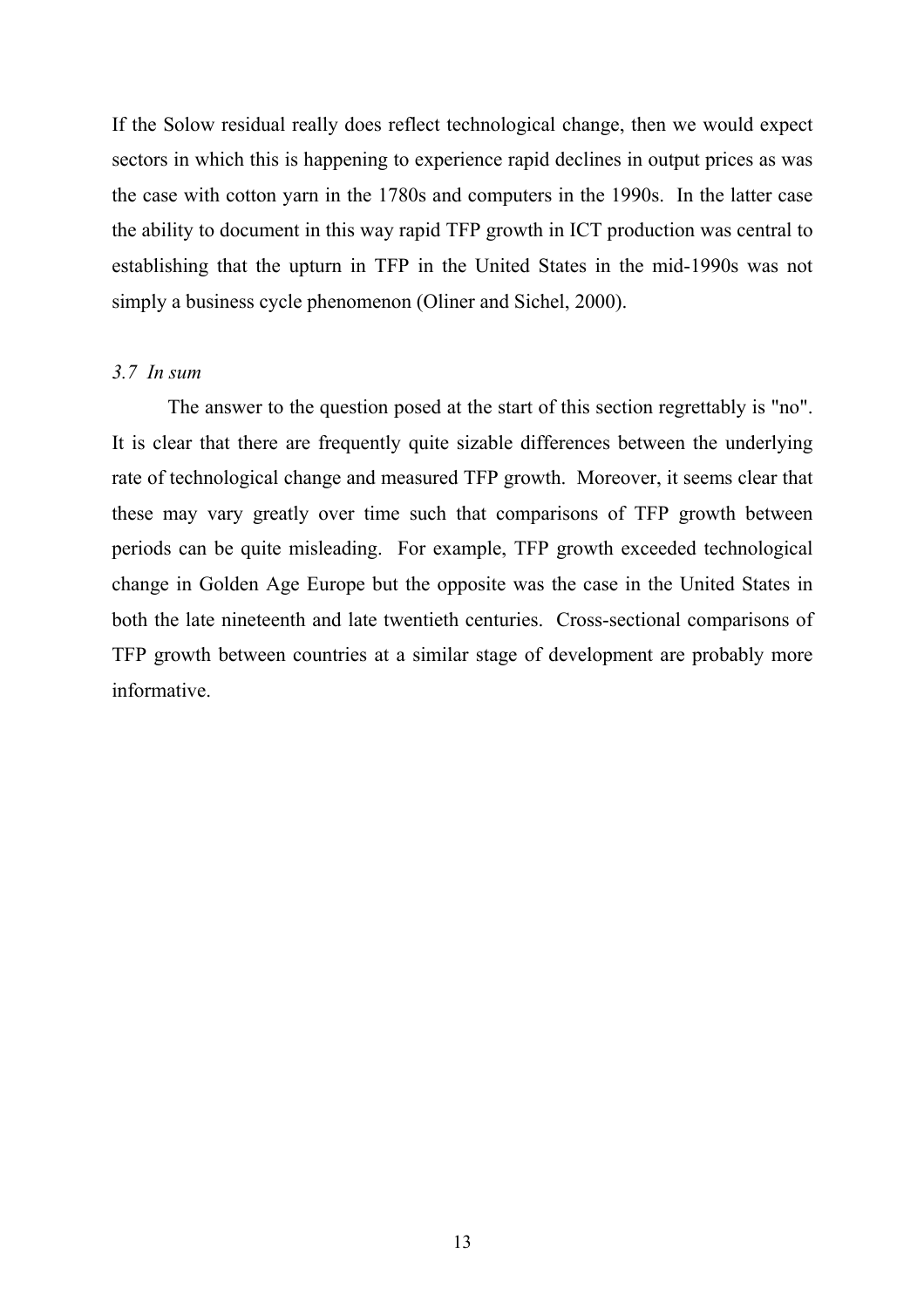If the Solow residual really does reflect technological change, then we would expect sectors in which this is happening to experience rapid declines in output prices as was the case with cotton yarn in the 1780s and computers in the 1990s. In the latter case the ability to document in this way rapid TFP growth in ICT production was central to establishing that the upturn in TFP in the United States in the mid-1990s was not simply a business cycle phenomenon (Oliner and Sichel, 2000).

### *3.7 In sum*

The answer to the question posed at the start of this section regrettably is "no". It is clear that there are frequently quite sizable differences between the underlying rate of technological change and measured TFP growth. Moreover, it seems clear that these may vary greatly over time such that comparisons of TFP growth between periods can be quite misleading. For example, TFP growth exceeded technological change in Golden Age Europe but the opposite was the case in the United States in both the late nineteenth and late twentieth centuries. Cross-sectional comparisons of TFP growth between countries at a similar stage of development are probably more informative.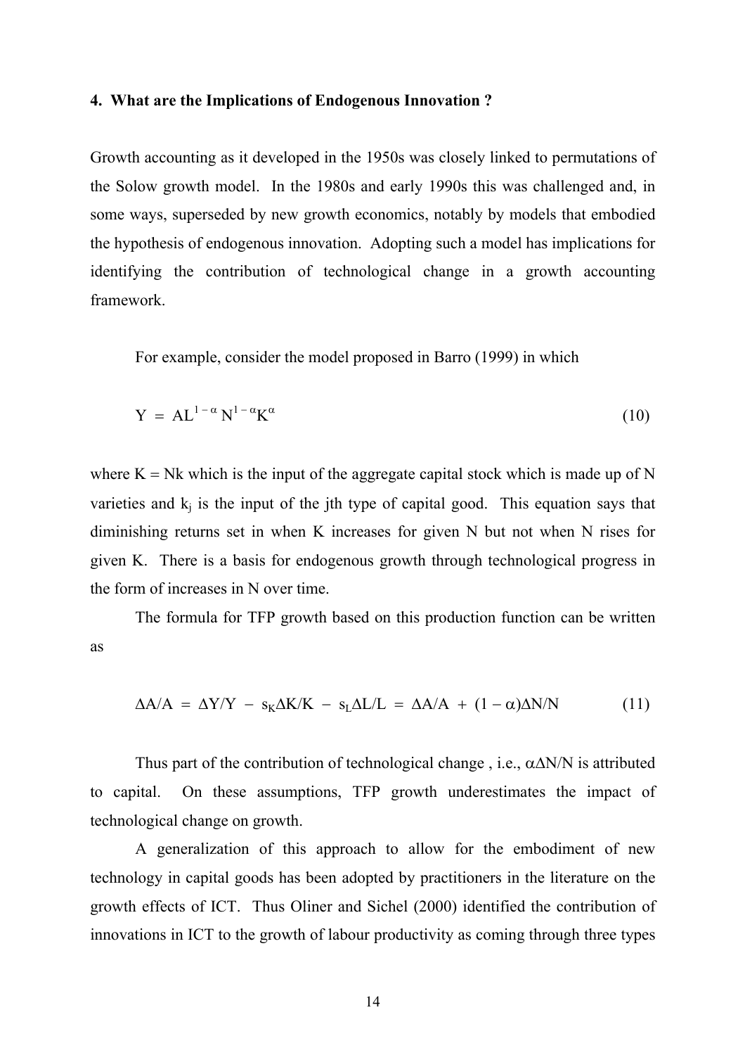## 4. What are the Implications of Endogenous Innovation ?

Growth accounting as it developed in the 1950s was closely linked to permutations of the Solow growth model. In the 1980s and early 1990s this was challenged and, in some ways, superseded by new growth economics, notably by models that embodied the hypothesis of endogenous innovation. Adopting such a model has implications for identifying the contribution of technological change in a growth accounting framework.

For example, consider the model proposed in Barro (1999) in which

$$Y = AL^{1-\alpha} N^{1-\alpha} K^{\alpha} \tag{10}$$

where K = Nk which is the input of the aggregate capital stock which is made up of N varieties and $k_j$ is the input of the jth type of capital good. This equation says that diminishing returns set in when K increases for given N but not when N rises for given K. There is a basis for endogenous growth through technological progress in the form of increases in N over time.

The formula for TFP growth based on this production function can be written as

$$\Delta A/A = \Delta Y/Y - s_K \Delta K/K - s_L \Delta L/L = \Delta A/A + (1-\alpha)\Delta N/N \tag{11}$$

Thus part of the contribution of technological change , i.e., $\alpha\Delta N/N$ is attributed to capital. On these assumptions, TFP growth underestimates the impact of technological change on growth.

A generalization of this approach to allow for the embodiment of new technology in capital goods has been adopted by practitioners in the literature on the growth effects of ICT. Thus Oliner and Sichel (2000) identified the contribution of innovations in ICT to the growth of labour productivity as coming through three types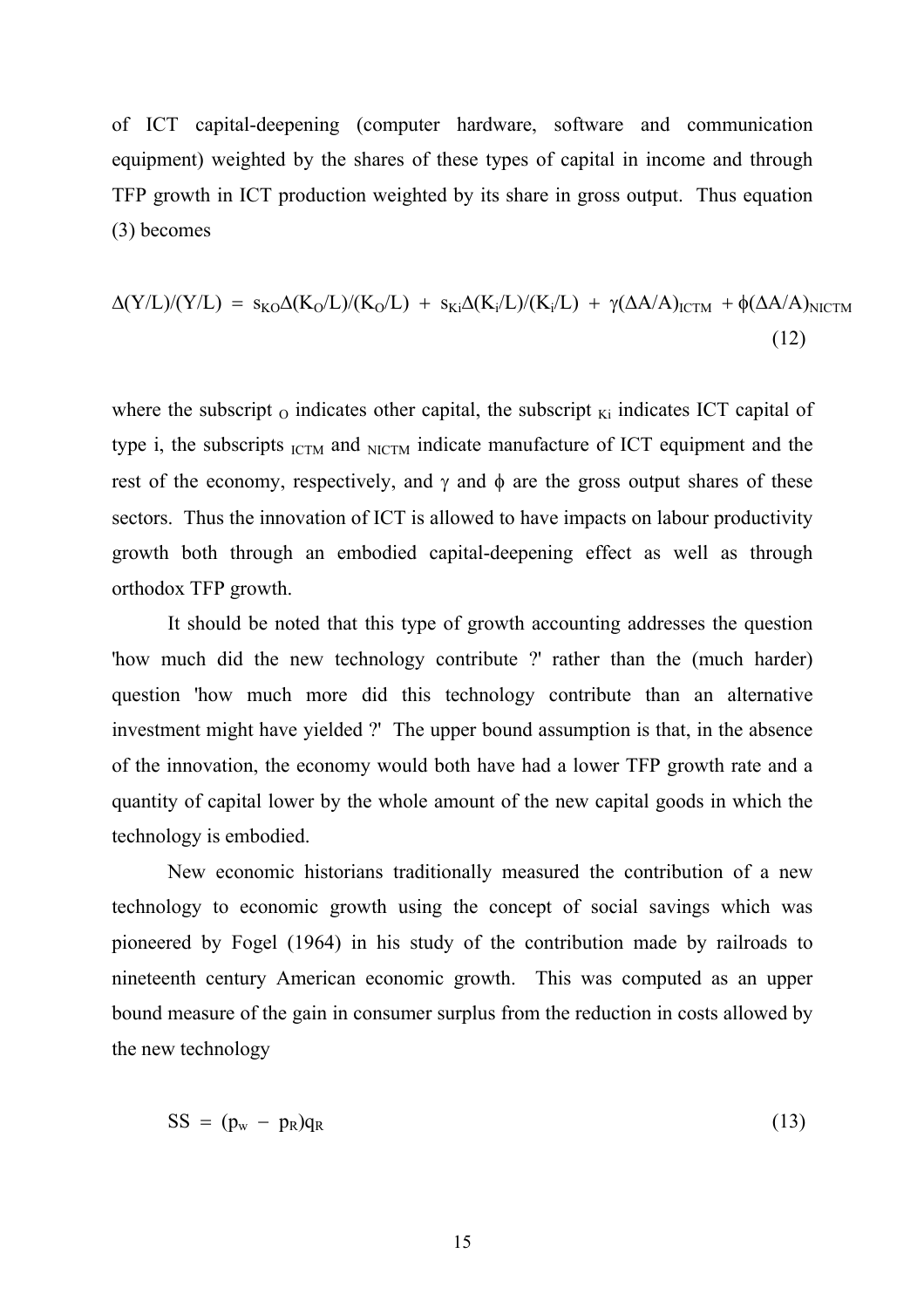of ICT capital-deepening (computer hardware, software and communication equipment) weighted by the shares of these types of capital in income and through TFP growth in ICT production weighted by its share in gross output. Thus equation (3) becomes

$$\Delta(Y/L)/(Y/L) = s_{KO}\Delta(K_O/L)/(K_O/L) + s_{Ki}\Delta(K_i/L)/(K_i/L) + \gamma(\Delta A/A)_{ICTM} + \phi(\Delta A/A)_{NICTM} \tag{12}$$

where the subscript $_O$ indicates other capital, the subscript $_{Ki}$ indicates ICT capital of type i, the subscripts $_{ICTM}$ and $_{NICTM}$ indicate manufacture of ICT equipment and the rest of the economy, respectively, and $\gamma$ and $\phi$ are the gross output shares of these sectors. Thus the innovation of ICT is allowed to have impacts on labour productivity growth both through an embodied capital-deepening effect as well as through orthodox TFP growth.

It should be noted that this type of growth accounting addresses the question 'how much did the new technology contribute ?' rather than the (much harder) question 'how much more did this technology contribute than an alternative investment might have yielded ?' The upper bound assumption is that, in the absence of the innovation, the economy would both have had a lower TFP growth rate and a quantity of capital lower by the whole amount of the new capital goods in which the technology is embodied.

New economic historians traditionally measured the contribution of a new technology to economic growth using the concept of social savings which was pioneered by Fogel (1964) in his study of the contribution made by railroads to nineteenth century American economic growth. This was computed as an upper bound measure of the gain in consumer surplus from the reduction in costs allowed by the new technology

$$SS = (p_w - p_R)q_R \tag{13}$$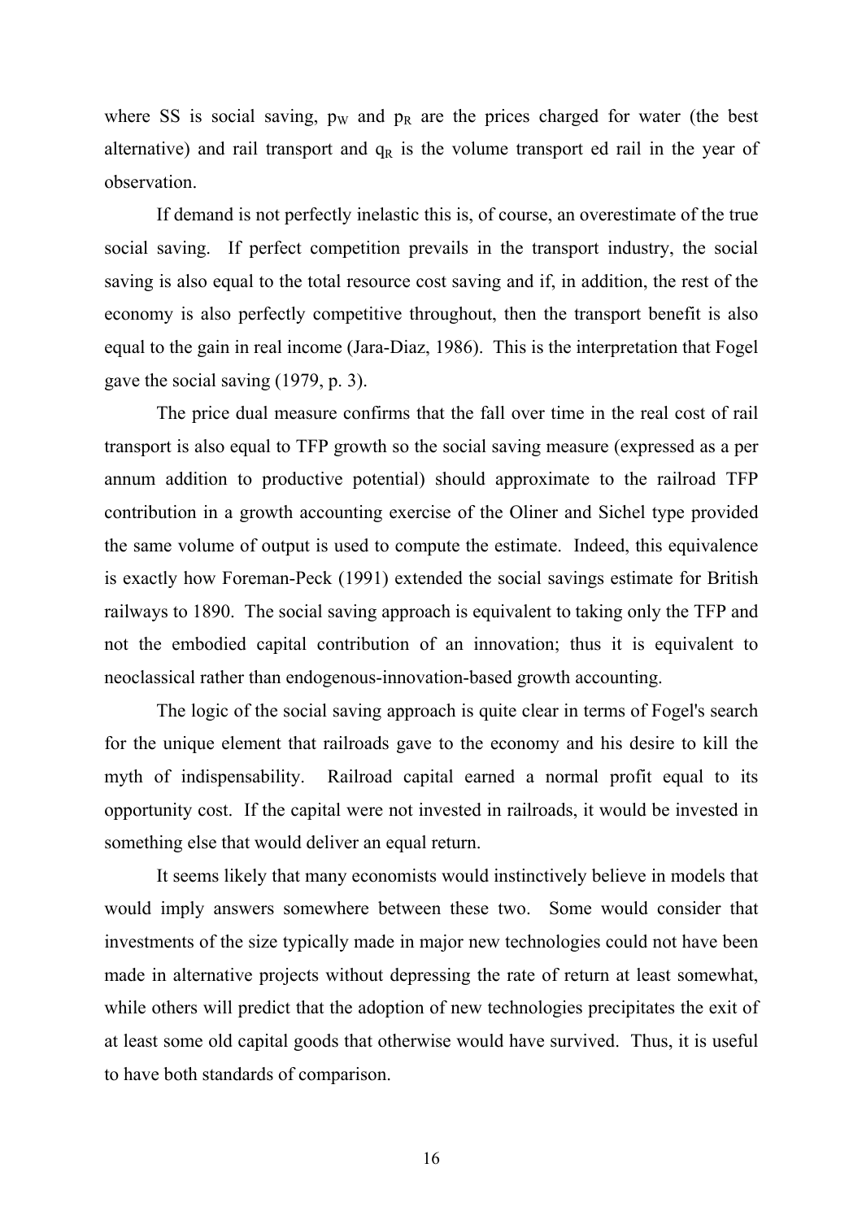where SS is social saving, $p_W$ and $p_R$ are the prices charged for water (the best alternative) and rail transport and $q_R$ is the volume transport ed rail in the year of observation.

If demand is not perfectly inelastic this is, of course, an overestimate of the true social saving. If perfect competition prevails in the transport industry, the social saving is also equal to the total resource cost saving and if, in addition, the rest of the economy is also perfectly competitive throughout, then the transport benefit is also equal to the gain in real income (Jara-Diaz, 1986). This is the interpretation that Fogel gave the social saving (1979, p. 3).

The price dual measure confirms that the fall over time in the real cost of rail transport is also equal to TFP growth so the social saving measure (expressed as a per annum addition to productive potential) should approximate to the railroad TFP contribution in a growth accounting exercise of the Oliner and Sichel type provided the same volume of output is used to compute the estimate. Indeed, this equivalence is exactly how Foreman-Peck (1991) extended the social savings estimate for British railways to 1890. The social saving approach is equivalent to taking only the TFP and not the embodied capital contribution of an innovation; thus it is equivalent to neoclassical rather than endogenous-innovation-based growth accounting.

The logic of the social saving approach is quite clear in terms of Fogel's search for the unique element that railroads gave to the economy and his desire to kill the myth of indispensability. Railroad capital earned a normal profit equal to its opportunity cost. If the capital were not invested in railroads, it would be invested in something else that would deliver an equal return.

It seems likely that many economists would instinctively believe in models that would imply answers somewhere between these two. Some would consider that investments of the size typically made in major new technologies could not have been made in alternative projects without depressing the rate of return at least somewhat, while others will predict that the adoption of new technologies precipitates the exit of at least some old capital goods that otherwise would have survived. Thus, it is useful to have both standards of comparison.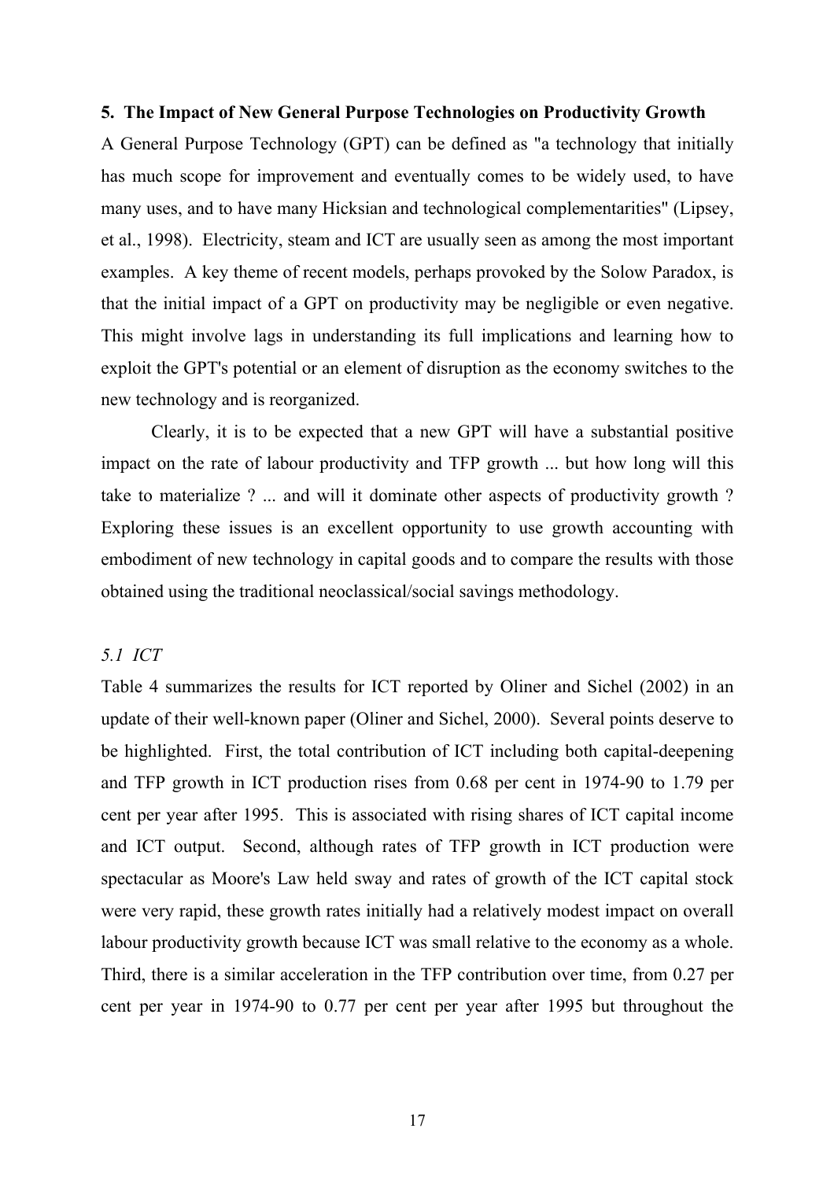## 5. The Impact of New General Purpose Technologies on Productivity Growth

A General Purpose Technology (GPT) can be defined as "a technology that initially has much scope for improvement and eventually comes to be widely used, to have many uses, and to have many Hicksian and technological complementarities" (Lipsey, et al., 1998). Electricity, steam and ICT are usually seen as among the most important examples. A key theme of recent models, perhaps provoked by the Solow Paradox, is that the initial impact of a GPT on productivity may be negligible or even negative. This might involve lags in understanding its full implications and learning how to exploit the GPT's potential or an element of disruption as the economy switches to the new technology and is reorganized.

Clearly, it is to be expected that a new GPT will have a substantial positive impact on the rate of labour productivity and TFP growth ... but how long will this take to materialize ? ... and will it dominate other aspects of productivity growth ? Exploring these issues is an excellent opportunity to use growth accounting with embodiment of new technology in capital goods and to compare the results with those obtained using the traditional neoclassical/social savings methodology.

### *5.1 ICT*

Table 4 summarizes the results for ICT reported by Oliner and Sichel (2002) in an update of their well-known paper (Oliner and Sichel, 2000). Several points deserve to be highlighted. First, the total contribution of ICT including both capital-deepening and TFP growth in ICT production rises from 0.68 per cent in 1974-90 to 1.79 per cent per year after 1995. This is associated with rising shares of ICT capital income and ICT output. Second, although rates of TFP growth in ICT production were spectacular as Moore's Law held sway and rates of growth of the ICT capital stock were very rapid, these growth rates initially had a relatively modest impact on overall labour productivity growth because ICT was small relative to the economy as a whole. Third, there is a similar acceleration in the TFP contribution over time, from 0.27 per cent per year in 1974-90 to 0.77 per cent per year after 1995 but throughout the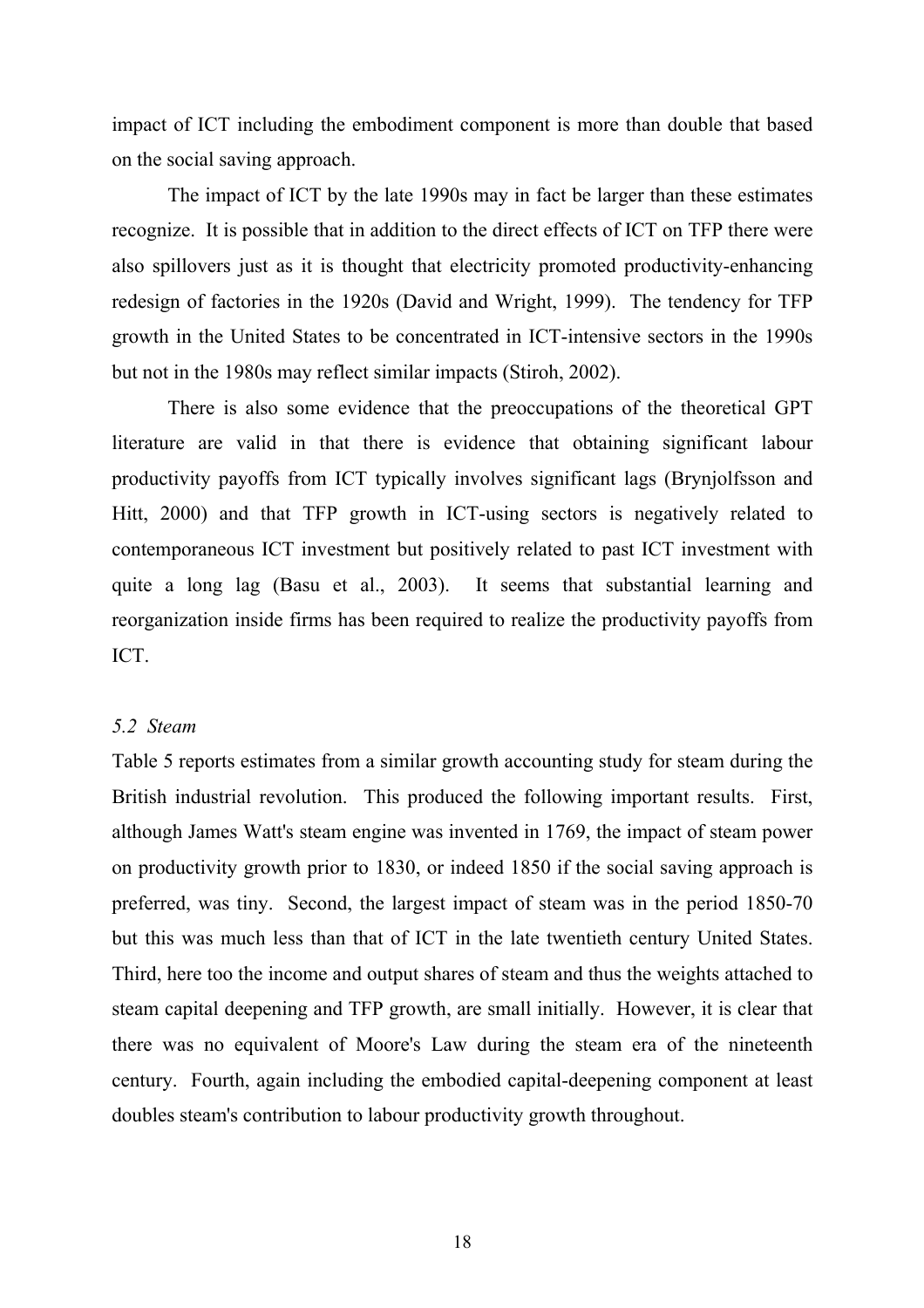impact of ICT including the embodiment component is more than double that based on the social saving approach.

The impact of ICT by the late 1990s may in fact be larger than these estimates recognize. It is possible that in addition to the direct effects of ICT on TFP there were also spillovers just as it is thought that electricity promoted productivity-enhancing redesign of factories in the 1920s (David and Wright, 1999). The tendency for TFP growth in the United States to be concentrated in ICT-intensive sectors in the 1990s but not in the 1980s may reflect similar impacts (Stiroh, 2002).

There is also some evidence that the preoccupations of the theoretical GPT literature are valid in that there is evidence that obtaining significant labour productivity payoffs from ICT typically involves significant lags (Brynjolfsson and Hitt, 2000) and that TFP growth in ICT-using sectors is negatively related to contemporaneous ICT investment but positively related to past ICT investment with quite a long lag (Basu et al., 2003). It seems that substantial learning and reorganization inside firms has been required to realize the productivity payoffs from ICT.

### *5.2 Steam*

Table 5 reports estimates from a similar growth accounting study for steam during the British industrial revolution. This produced the following important results. First, although James Watt's steam engine was invented in 1769, the impact of steam power on productivity growth prior to 1830, or indeed 1850 if the social saving approach is preferred, was tiny. Second, the largest impact of steam was in the period 1850-70 but this was much less than that of ICT in the late twentieth century United States. Third, here too the income and output shares of steam and thus the weights attached to steam capital deepening and TFP growth, are small initially. However, it is clear that there was no equivalent of Moore's Law during the steam era of the nineteenth century. Fourth, again including the embodied capital-deepening component at least doubles steam's contribution to labour productivity growth throughout.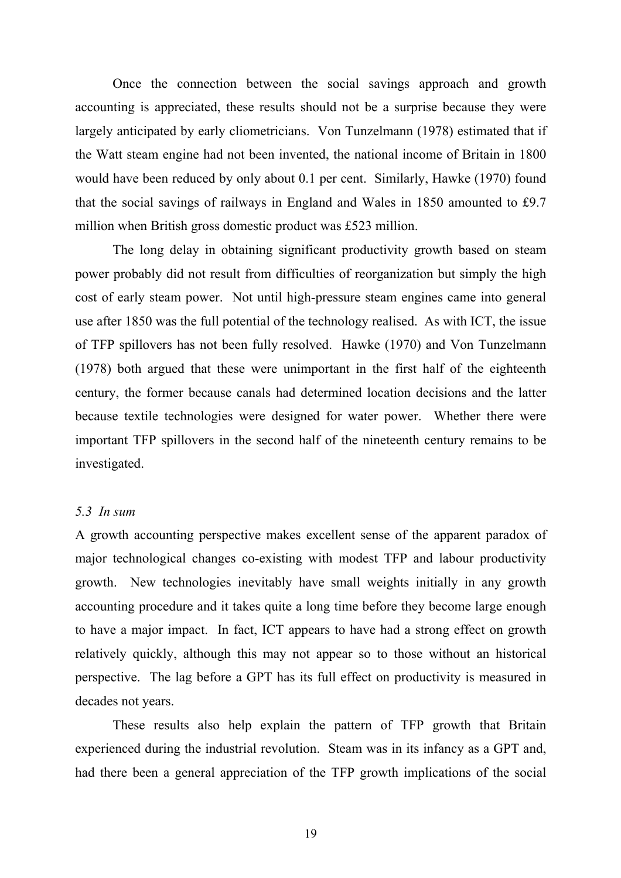Once the connection between the social savings approach and growth accounting is appreciated, these results should not be a surprise because they were largely anticipated by early cliometricians. Von Tunzelmann (1978) estimated that if the Watt steam engine had not been invented, the national income of Britain in 1800 would have been reduced by only about 0.1 per cent. Similarly, Hawke (1970) found that the social savings of railways in England and Wales in 1850 amounted to £9.7 million when British gross domestic product was £523 million.

The long delay in obtaining significant productivity growth based on steam power probably did not result from difficulties of reorganization but simply the high cost of early steam power. Not until high-pressure steam engines came into general use after 1850 was the full potential of the technology realised. As with ICT, the issue of TFP spillovers has not been fully resolved. Hawke (1970) and Von Tunzelmann (1978) both argued that these were unimportant in the first half of the eighteenth century, the former because canals had determined location decisions and the latter because textile technologies were designed for water power. Whether there were important TFP spillovers in the second half of the nineteenth century remains to be investigated.

### *5.3 In sum*

A growth accounting perspective makes excellent sense of the apparent paradox of major technological changes co-existing with modest TFP and labour productivity growth. New technologies inevitably have small weights initially in any growth accounting procedure and it takes quite a long time before they become large enough to have a major impact. In fact, ICT appears to have had a strong effect on growth relatively quickly, although this may not appear so to those without an historical perspective. The lag before a GPT has its full effect on productivity is measured in decades not years.

These results also help explain the pattern of TFP growth that Britain experienced during the industrial revolution. Steam was in its infancy as a GPT and, had there been a general appreciation of the TFP growth implications of the social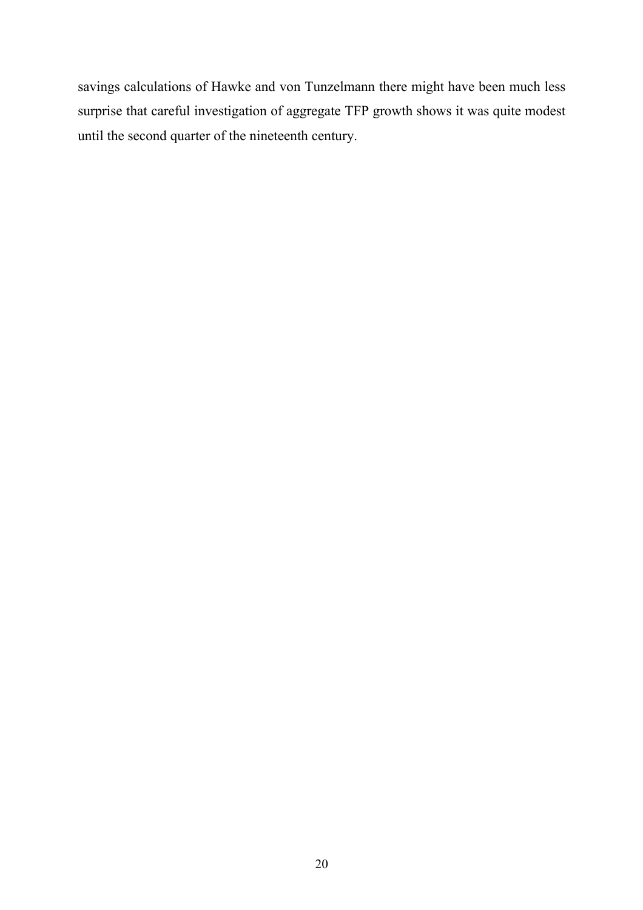savings calculations of Hawke and von Tunzelmann there might have been much less surprise that careful investigation of aggregate TFP growth shows it was quite modest until the second quarter of the nineteenth century.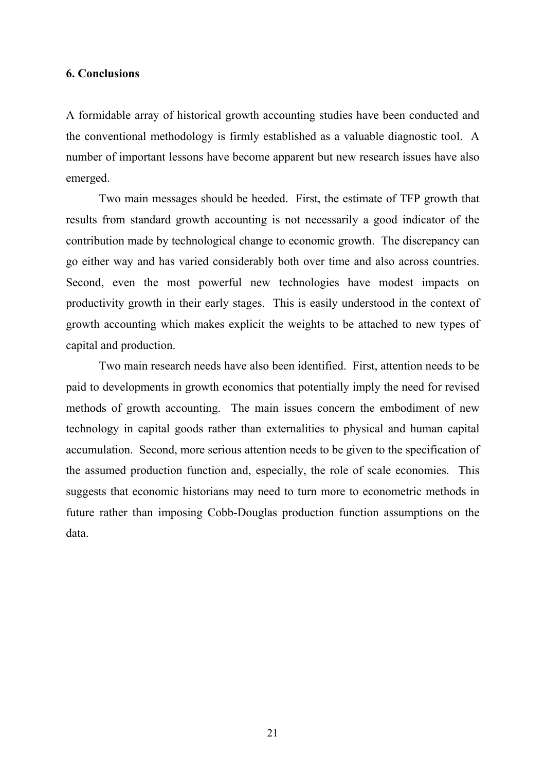## 6. Conclusions

A formidable array of historical growth accounting studies have been conducted and the conventional methodology is firmly established as a valuable diagnostic tool. A number of important lessons have become apparent but new research issues have also emerged.

Two main messages should be heeded. First, the estimate of TFP growth that results from standard growth accounting is not necessarily a good indicator of the contribution made by technological change to economic growth. The discrepancy can go either way and has varied considerably both over time and also across countries. Second, even the most powerful new technologies have modest impacts on productivity growth in their early stages. This is easily understood in the context of growth accounting which makes explicit the weights to be attached to new types of capital and production.

Two main research needs have also been identified. First, attention needs to be paid to developments in growth economics that potentially imply the need for revised methods of growth accounting. The main issues concern the embodiment of new technology in capital goods rather than externalities to physical and human capital accumulation. Second, more serious attention needs to be given to the specification of the assumed production function and, especially, the role of scale economies. This suggests that economic historians may need to turn more to econometric methods in future rather than imposing Cobb-Douglas production function assumptions on the data.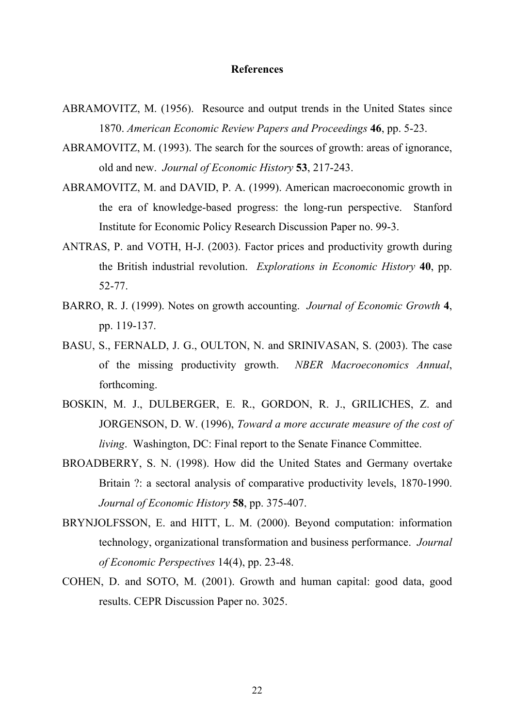## References

ABRAMOVITZ, M. (1956). Resource and output trends in the United States since 1870. *American Economic Review Papers and Proceedings* **46**, pp. 5-23.

ABRAMOVITZ, M. (1993). The search for the sources of growth: areas of ignorance, old and new. *Journal of Economic History* **53**, 217-243.

ABRAMOVITZ, M. and DAVID, P. A. (1999). American macroeconomic growth in the era of knowledge-based progress: the long-run perspective. Stanford Institute for Economic Policy Research Discussion Paper no. 99-3.

ANTRAS, P. and VOTH, H-J. (2003). Factor prices and productivity growth during the British industrial revolution. *Explorations in Economic History* **40**, pp. 52-77.

BARRO, R. J. (1999). Notes on growth accounting. *Journal of Economic Growth* **4**, pp. 119-137.

BASU, S., FERNALD, J. G., OULTON, N. and SRINIVASAN, S. (2003). The case of the missing productivity growth. *NBER Macroeconomics Annual*, forthcoming.

BOSKIN, M. J., DULBERGER, E. R., GORDON, R. J., GRILICHES, Z. and JORGENSON, D. W. (1996), *Toward a more accurate measure of the cost of living*. Washington, DC: Final report to the Senate Finance Committee.

BROADBERRY, S. N. (1998). How did the United States and Germany overtake Britain ?: a sectoral analysis of comparative productivity levels, 1870-1990. *Journal of Economic History* **58**, pp. 375-407.

BRYNJOLFSSON, E. and HITT, L. M. (2000). Beyond computation: information technology, organizational transformation and business performance. *Journal of Economic Perspectives* 14(4), pp. 23-48.

COHEN, D. and SOTO, M. (2001). Growth and human capital: good data, good results. CEPR Discussion Paper no. 3025.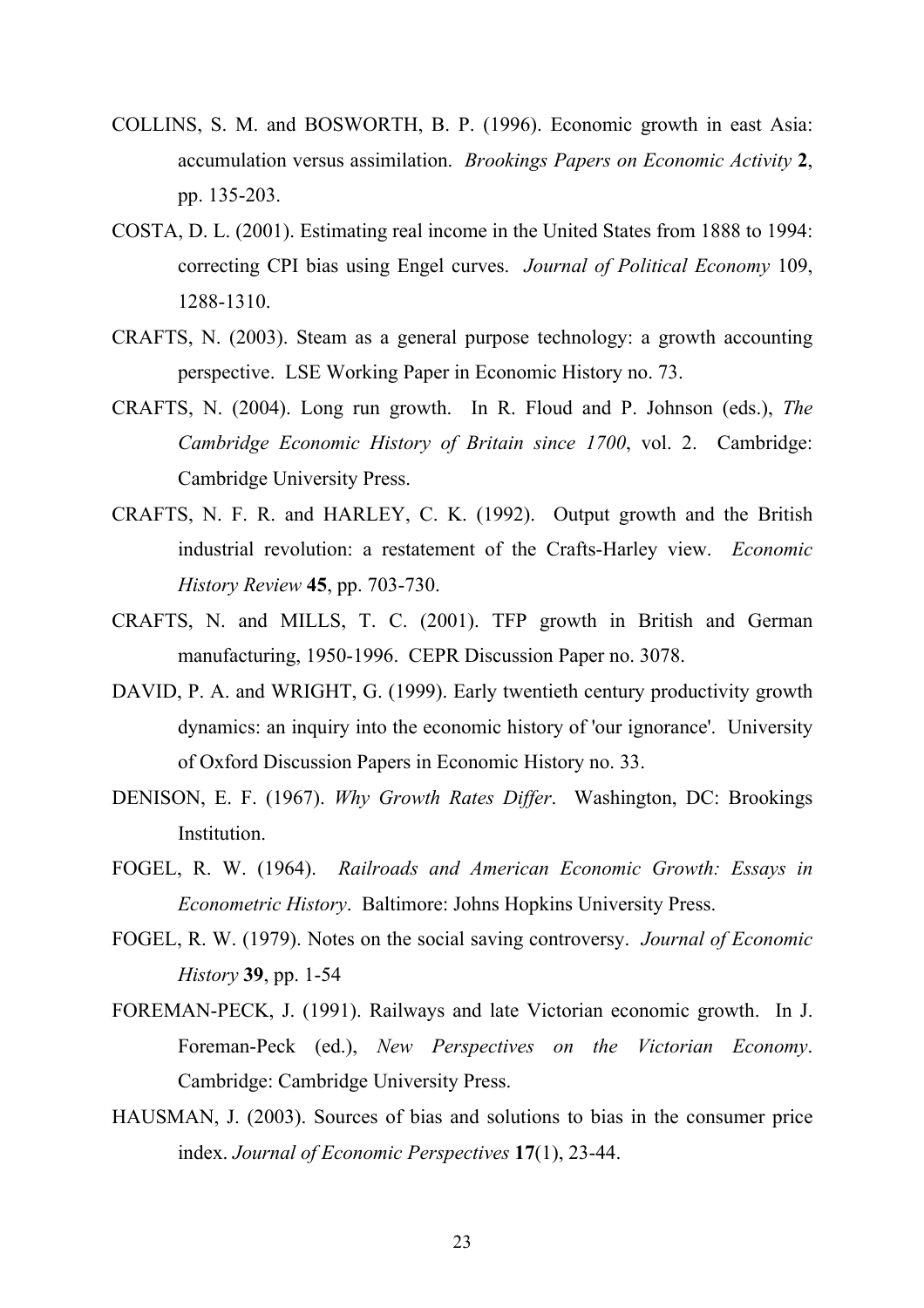COLLINS, S. M. and BOSWORTH, B. P. (1996). Economic growth in east Asia: accumulation versus assimilation. *Brookings Papers on Economic Activity* **2**, pp. 135-203.

COSTA, D. L. (2001). Estimating real income in the United States from 1888 to 1994: correcting CPI bias using Engel curves. *Journal of Political Economy* 109, 1288-1310.

CRAFTS, N. (2003). Steam as a general purpose technology: a growth accounting perspective. LSE Working Paper in Economic History no. 73.

CRAFTS, N. (2004). Long run growth. In R. Floud and P. Johnson (eds.), *The Cambridge Economic History of Britain since 1700*, vol. 2. Cambridge: Cambridge University Press.

CRAFTS, N. F. R. and HARLEY, C. K. (1992). Output growth and the British industrial revolution: a restatement of the Crafts-Harley view. *Economic History Review* **45**, pp. 703-730.

CRAFTS, N. and MILLS, T. C. (2001). TFP growth in British and German manufacturing, 1950-1996. CEPR Discussion Paper no. 3078.

DAVID, P. A. and WRIGHT, G. (1999). Early twentieth century productivity growth dynamics: an inquiry into the economic history of 'our ignorance'. University of Oxford Discussion Papers in Economic History no. 33.

DENISON, E. F. (1967). *Why Growth Rates Differ*. Washington, DC: Brookings Institution.

FOGEL, R. W. (1964). *Railroads and American Economic Growth: Essays in Econometric History*. Baltimore: Johns Hopkins University Press.

FOGEL, R. W. (1979). Notes on the social saving controversy. *Journal of Economic History* **39**, pp. 1-54

FOREMAN-PECK, J. (1991). Railways and late Victorian economic growth. In J. Foreman-Peck (ed.), *New Perspectives on the Victorian Economy*. Cambridge: Cambridge University Press.

HAUSMAN, J. (2003). Sources of bias and solutions to bias in the consumer price index. *Journal of Economic Perspectives* **17**(1), 23-44.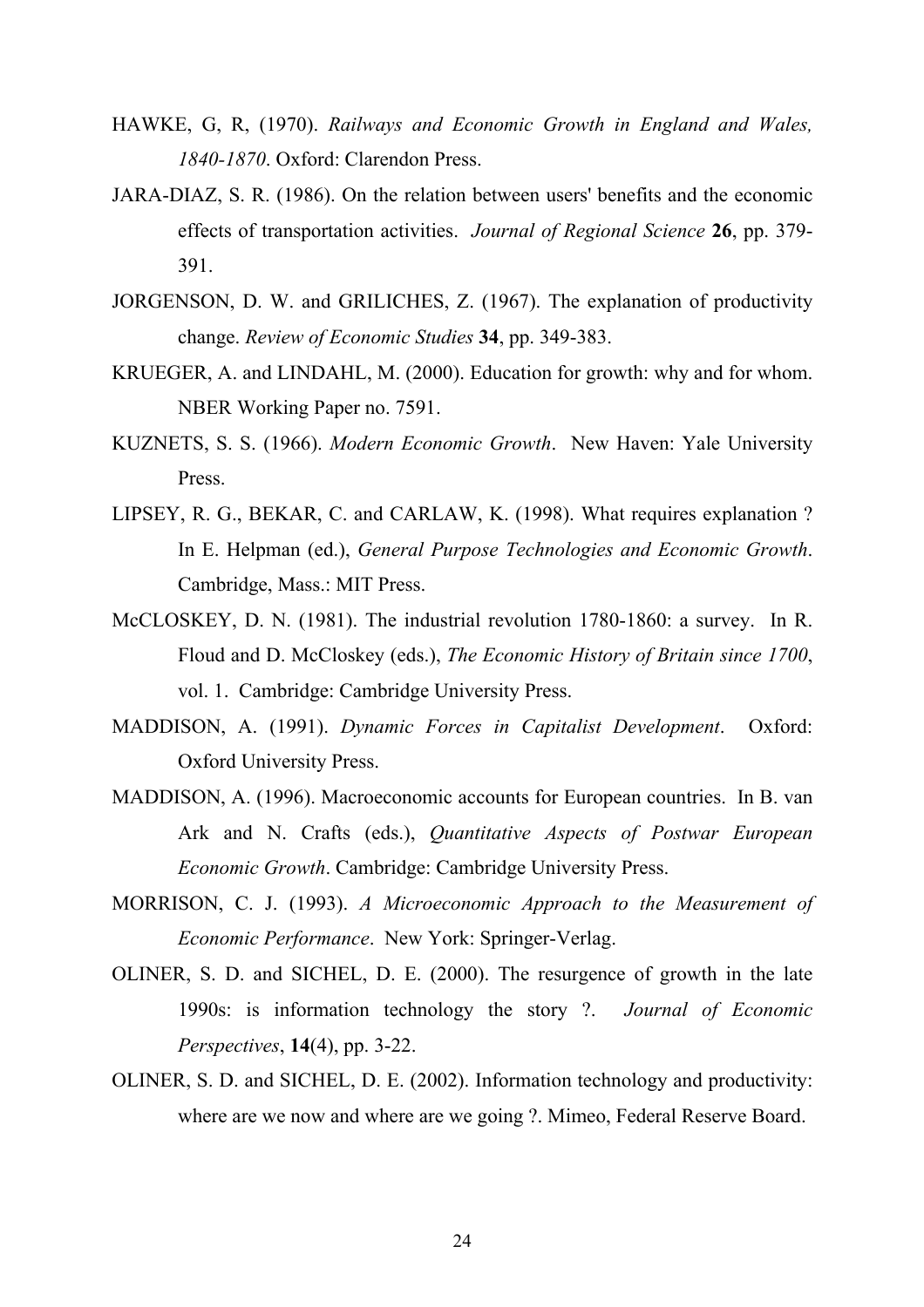HAWKE, G, R, (1970). *Railways and Economic Growth in England and Wales, 1840-1870*. Oxford: Clarendon Press.

JARA-DIAZ, S. R. (1986). On the relation between users' benefits and the economic effects of transportation activities. *Journal of Regional Science* **26**, pp. 379-391.

JORGENSON, D. W. and GRILICHES, Z. (1967). The explanation of productivity change. *Review of Economic Studies* **34**, pp. 349-383.

KRUEGER, A. and LINDAHL, M. (2000). Education for growth: why and for whom. NBER Working Paper no. 7591.

KUZNETS, S. S. (1966). *Modern Economic Growth*. New Haven: Yale University Press.

LIPSEY, R. G., BEKAR, C. and CARLAW, K. (1998). What requires explanation ? In E. Helpman (ed.), *General Purpose Technologies and Economic Growth*. Cambridge, Mass.: MIT Press.

McCLOSKEY, D. N. (1981). The industrial revolution 1780-1860: a survey. In R. Floud and D. McCloskey (eds.), *The Economic History of Britain since 1700*, vol. 1. Cambridge: Cambridge University Press.

MADDISON, A. (1991). *Dynamic Forces in Capitalist Development*. Oxford: Oxford University Press.

MADDISON, A. (1996). Macroeconomic accounts for European countries. In B. van Ark and N. Crafts (eds.), *Quantitative Aspects of Postwar European Economic Growth*. Cambridge: Cambridge University Press.

MORRISON, C. J. (1993). *A Microeconomic Approach to the Measurement of Economic Performance*. New York: Springer-Verlag.

OLINER, S. D. and SICHEL, D. E. (2000). The resurgence of growth in the late 1990s: is information technology the story ?. *Journal of Economic Perspectives*, **14**(4), pp. 3-22.

OLINER, S. D. and SICHEL, D. E. (2002). Information technology and productivity: where are we now and where are we going ?. Mimeo, Federal Reserve Board.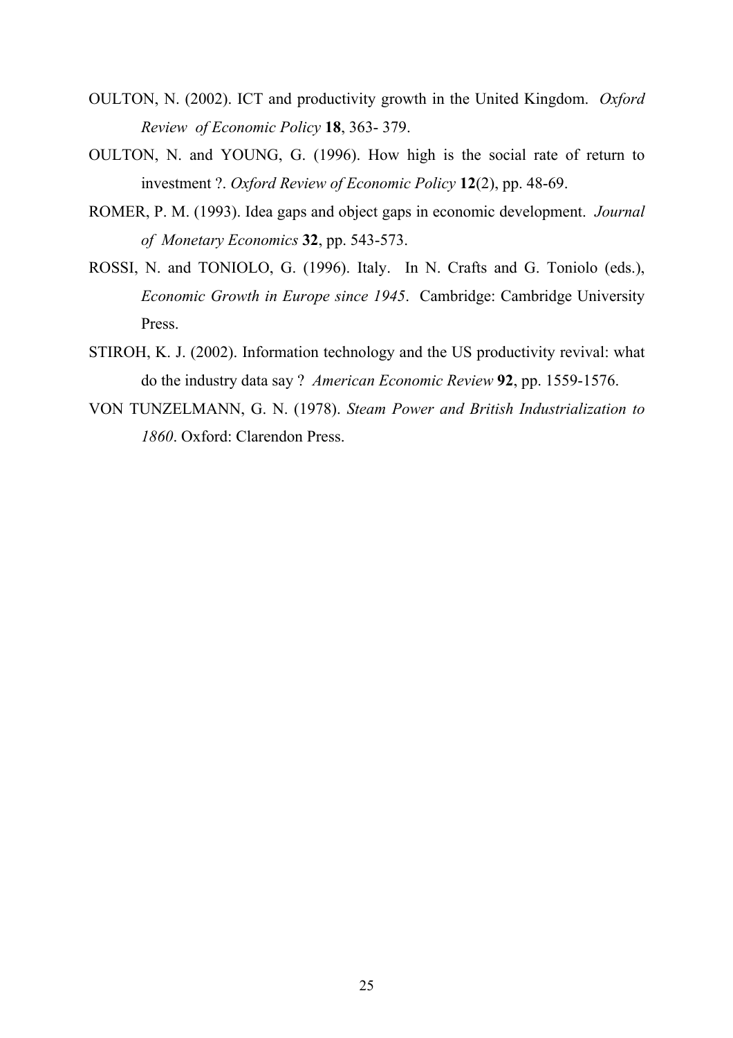OULTON, N. (2002). ICT and productivity growth in the United Kingdom. *Oxford Review of Economic Policy* **18**, 363- 379.

OULTON, N. and YOUNG, G. (1996). How high is the social rate of return to investment ?. *Oxford Review of Economic Policy* **12**(2), pp. 48-69.

ROMER, P. M. (1993). Idea gaps and object gaps in economic development. *Journal of Monetary Economics* **32**, pp. 543-573.

ROSSI, N. and TONIOLO, G. (1996). Italy. In N. Crafts and G. Toniolo (eds.), *Economic Growth in Europe since 1945*. Cambridge: Cambridge University Press.

STIROH, K. J. (2002). Information technology and the US productivity revival: what do the industry data say ? *American Economic Review* **92**, pp. 1559-1576.

VON TUNZELMANN, G. N. (1978). *Steam Power and British Industrialization to 1860*. Oxford: Clarendon Press.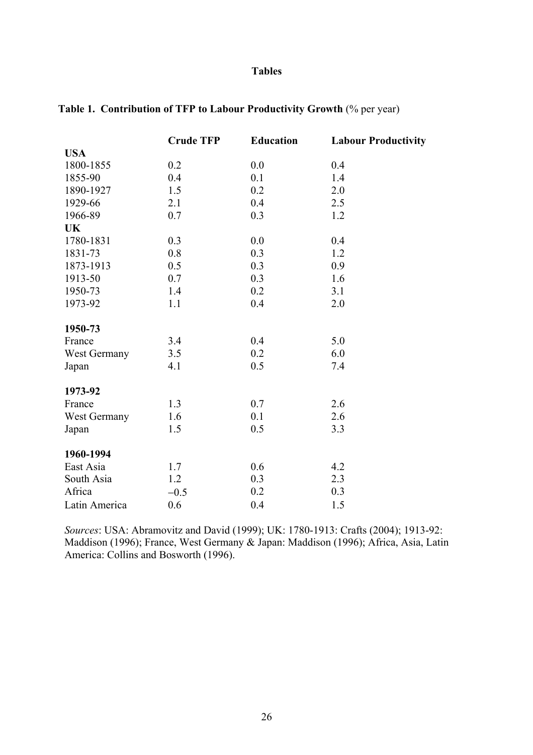## Tables

**Table 1. Contribution of TFP to Labour Productivity Growth** (% per year)

| | **Crude TFP** | **Education** | **Labour Productivity** |
|---|---|---|---|
| **USA** | | | |
| 1800-1855 | 0.2 | 0.0 | 0.4 |
| 1855-90 | 0.4 | 0.1 | 1.4 |
| 1890-1927 | 1.5 | 0.2 | 2.0 |
| 1929-66 | 2.1 | 0.4 | 2.5 |
| 1966-89 | 0.7 | 0.3 | 1.2 |
| **UK** | | | |
| 1780-1831 | 0.3 | 0.0 | 0.4 |
| 1831-73 | 0.8 | 0.3 | 1.2 |
| 1873-1913 | 0.5 | 0.3 | 0.9 |
| 1913-50 | 0.7 | 0.3 | 1.6 |
| 1950-73 | 1.4 | 0.2 | 3.1 |
| 1973-92 | 1.1 | 0.4 | 2.0 |
| **1950-73** | | | |
| France | 3.4 | 0.4 | 5.0 |
| West Germany | 3.5 | 0.2 | 6.0 |
| Japan | 4.1 | 0.5 | 7.4 |
| **1973-92** | | | |
| France | 1.3 | 0.7 | 2.6 |
| West Germany | 1.6 | 0.1 | 2.6 |
| Japan | 1.5 | 0.5 | 3.3 |
| **1960-1994** | | | |
| East Asia | 1.7 | 0.6 | 4.2 |
| South Asia | 1.2 | 0.3 | 2.3 |
| Africa | –0.5 | 0.2 | 0.3 |
| Latin America | 0.6 | 0.4 | 1.5 |

*Sources*: USA: Abramovitz and David (1999); UK: 1780-1913: Crafts (2004); 1913-92: Maddison (1996); France, West Germany & Japan: Maddison (1996); Africa, Asia, Latin America: Collins and Bosworth (1996).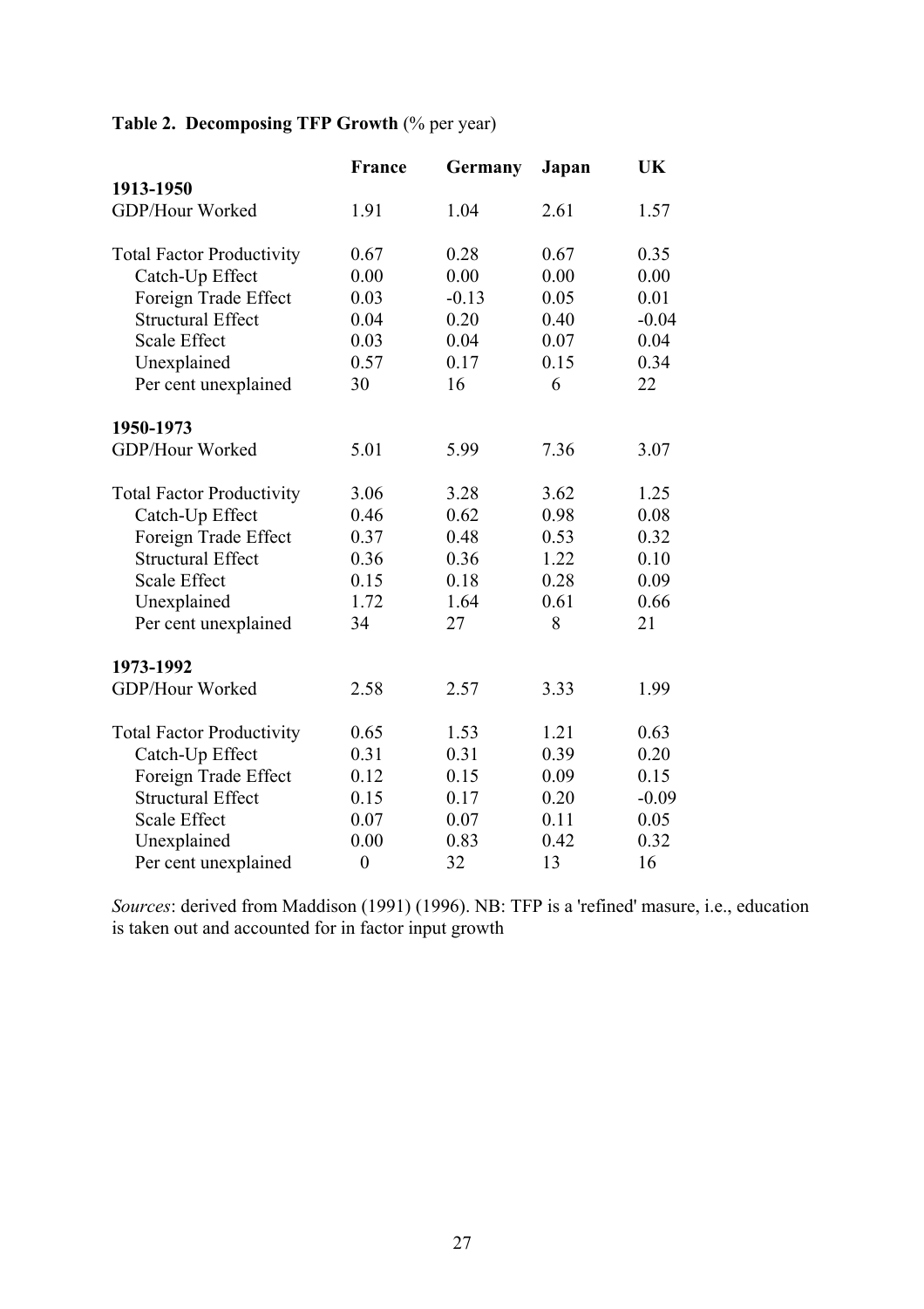**Table 2. Decomposing TFP Growth** (% per year)

| | France | Germany | Japan | UK |
|---|---|---|---|---|
| **1913-1950** | | | | |
| GDP/Hour Worked | 1.91 | 1.04 | 2.61 | 1.57 |
| Total Factor Productivity | 0.67 | 0.28 | 0.67 | 0.35 |
| Catch-Up Effect | 0.00 | 0.00 | 0.00 | 0.00 |
| Foreign Trade Effect | 0.03 | -0.13 | 0.05 | 0.01 |
| Structural Effect | 0.04 | 0.20 | 0.40 | -0.04 |
| Scale Effect | 0.03 | 0.04 | 0.07 | 0.04 |
| Unexplained | 0.57 | 0.17 | 0.15 | 0.34 |
| Per cent unexplained | 30 | 16 | 6 | 22 |
| **1950-1973** | | | | |
| GDP/Hour Worked | 5.01 | 5.99 | 7.36 | 3.07 |
| Total Factor Productivity | 3.06 | 3.28 | 3.62 | 1.25 |
| Catch-Up Effect | 0.46 | 0.62 | 0.98 | 0.08 |
| Foreign Trade Effect | 0.37 | 0.48 | 0.53 | 0.32 |
| Structural Effect | 0.36 | 0.36 | 1.22 | 0.10 |
| Scale Effect | 0.15 | 0.18 | 0.28 | 0.09 |
| Unexplained | 1.72 | 1.64 | 0.61 | 0.66 |
| Per cent unexplained | 34 | 27 | 8 | 21 |
| **1973-1992** | | | | |
| GDP/Hour Worked | 2.58 | 2.57 | 3.33 | 1.99 |
| Total Factor Productivity | 0.65 | 1.53 | 1.21 | 0.63 |
| Catch-Up Effect | 0.31 | 0.31 | 0.39 | 0.20 |
| Foreign Trade Effect | 0.12 | 0.15 | 0.09 | 0.15 |
| Structural Effect | 0.15 | 0.17 | 0.20 | -0.09 |
| Scale Effect | 0.07 | 0.07 | 0.11 | 0.05 |
| Unexplained | 0.00 | 0.83 | 0.42 | 0.32 |
| Per cent unexplained | 0 | 32 | 13 | 16 |

*Sources*: derived from Maddison (1991) (1996). NB: TFP is a 'refined' masure, i.e., education is taken out and accounted for in factor input growth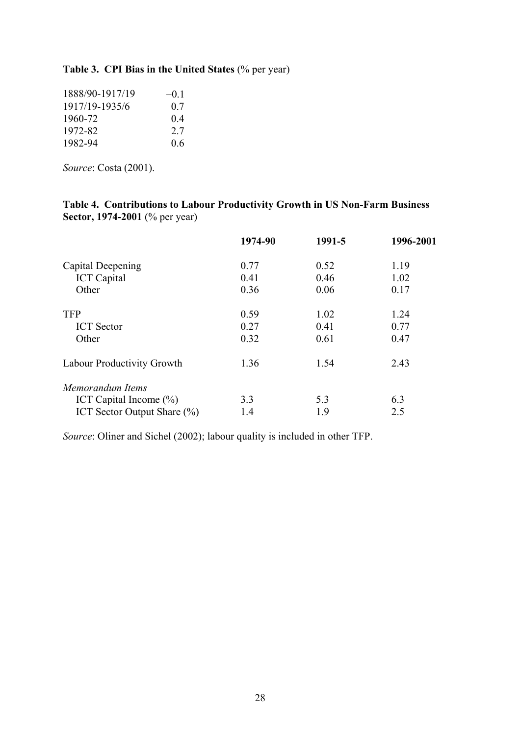**Table 3. CPI Bias in the United States** (% per year)

| | |
|---|---|
| 1888/90-1917/19 | –0.1 |
| 1917/19-1935/6 | 0.7 |
| 1960-72 | 0.4 |
| 1972-82 | 2.7 |
| 1982-94 | 0.6 |

*Source*: Costa (2001).

**Table 4. Contributions to Labour Productivity Growth in US Non-Farm Business Sector, 1974-2001** (% per year)

| | **1974-90** | **1991-5** | **1996-2001** |
|---|---|---|---|
| Capital Deepening | 0.77 | 0.52 | 1.19 |
| ICT Capital | 0.41 | 0.46 | 1.02 |
| Other | 0.36 | 0.06 | 0.17 |
| TFP | 0.59 | 1.02 | 1.24 |
| ICT Sector | 0.27 | 0.41 | 0.77 |
| Other | 0.32 | 0.61 | 0.47 |
| Labour Productivity Growth | 1.36 | 1.54 | 2.43 |
| *Memorandum Items* | | | |
| ICT Capital Income (%) | 3.3 | 5.3 | 6.3 |
| ICT Sector Output Share (%) | 1.4 | 1.9 | 2.5 |

*Source*: Oliner and Sichel (2002); labour quality is included in other TFP.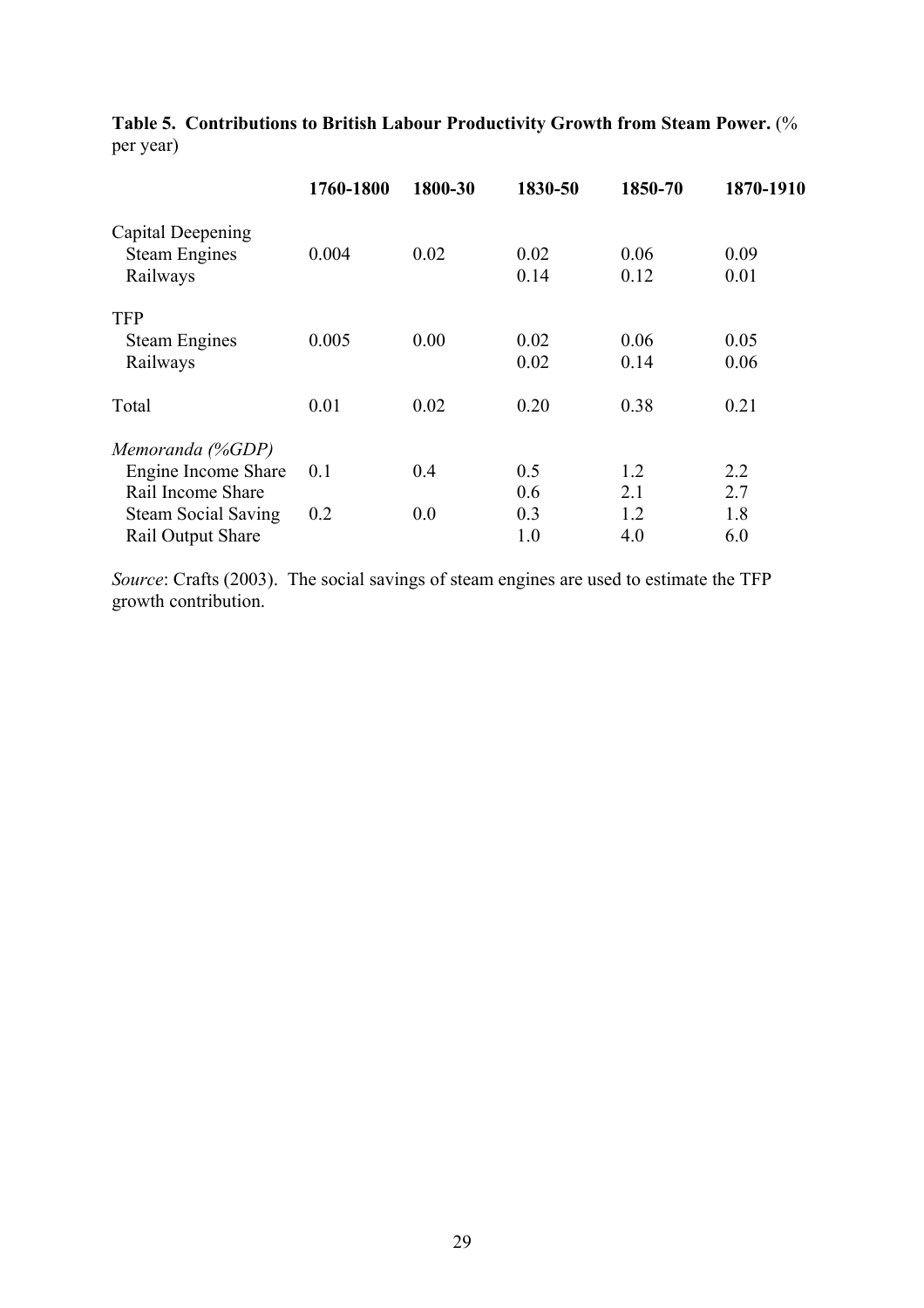**Table 5. Contributions to British Labour Productivity Growth from Steam Power.** (% per year)

| | 1760-1800 | 1800-30 | 1830-50 | 1850-70 | 1870-1910 |
|---|---|---|---|---|---|
| Capital Deepening | | | | | |
| Steam Engines | 0.004 | 0.02 | 0.02 | 0.06 | 0.09 |
| Railways | | | 0.14 | 0.12 | 0.01 |
| TFP | | | | | |
| Steam Engines | 0.005 | 0.00 | 0.02 | 0.06 | 0.05 |
| Railways | | | 0.02 | 0.14 | 0.06 |
| Total | 0.01 | 0.02 | 0.20 | 0.38 | 0.21 |
| *Memoranda (%GDP)* | | | | | |
| Engine Income Share | 0.1 | 0.4 | 0.5 | 1.2 | 2.2 |
| Rail Income Share | | | 0.6 | 2.1 | 2.7 |
| Steam Social Saving | 0.2 | 0.0 | 0.3 | 1.2 | 1.8 |
| Rail Output Share | | | 1.0 | 4.0 | 6.0 |

*Source*: Crafts (2003). The social savings of steam engines are used to estimate the TFP growth contribution.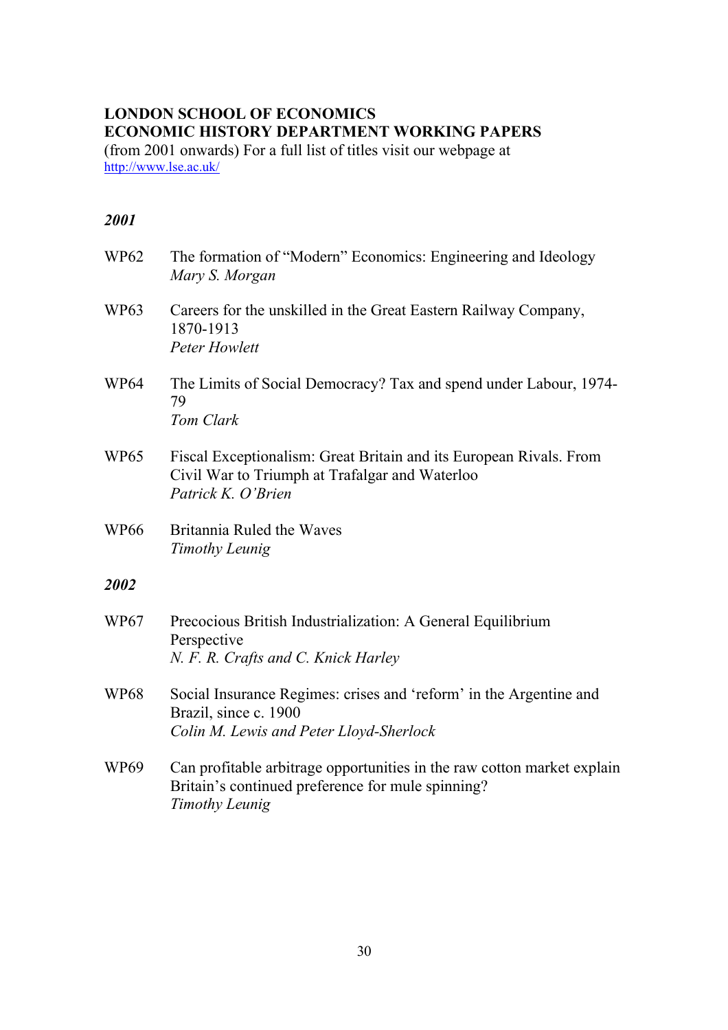**LONDON SCHOOL OF ECONOMICS**
**ECONOMIC HISTORY DEPARTMENT WORKING PAPERS**
(from 2001 onwards) For a full list of titles visit our webpage at
http://www.lse.ac.uk/

## *2001*

WP62 The formation of "Modern" Economics: Engineering and Ideology
*Mary S. Morgan*

WP63 Careers for the unskilled in the Great Eastern Railway Company, 1870-1913
*Peter Howlett*

WP64 The Limits of Social Democracy? Tax and spend under Labour, 1974-79
*Tom Clark*

WP65 Fiscal Exceptionalism: Great Britain and its European Rivals. From Civil War to Triumph at Trafalgar and Waterloo
*Patrick K. O'Brien*

WP66 Britannia Ruled the Waves
*Timothy Leunig*

## *2002*

WP67 Precocious British Industrialization: A General Equilibrium Perspective
*N. F. R. Crafts and C. Knick Harley*

WP68 Social Insurance Regimes: crises and 'reform' in the Argentine and Brazil, since c. 1900
*Colin M. Lewis and Peter Lloyd-Sherlock*

WP69 Can profitable arbitrage opportunities in the raw cotton market explain Britain's continued preference for mule spinning?
*Timothy Leunig*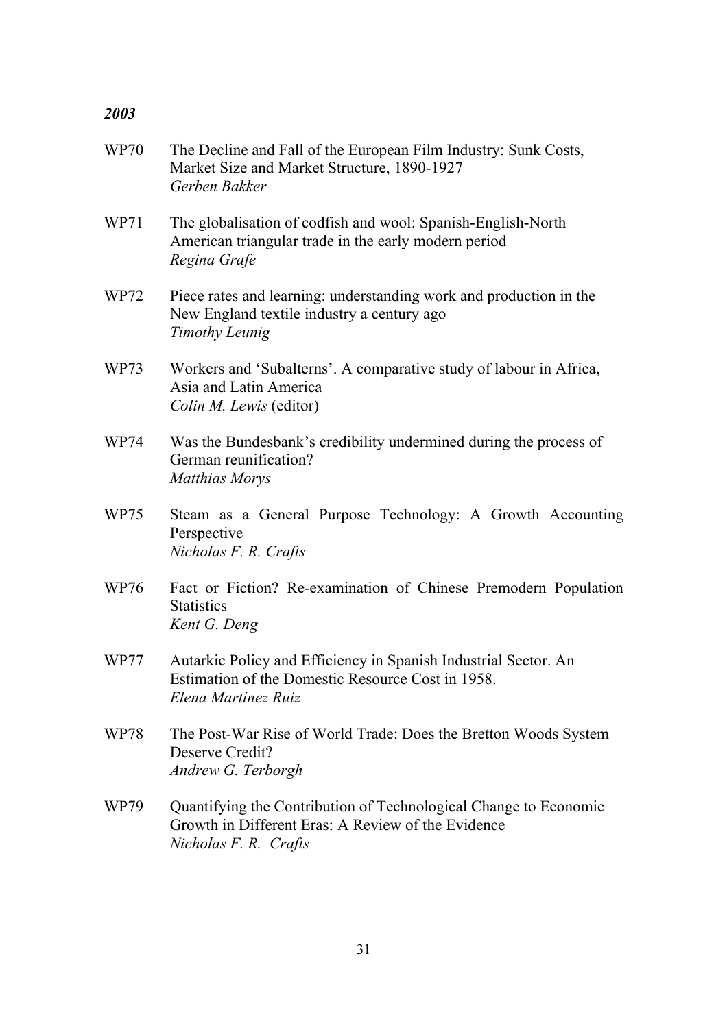*2003*

WP70 The Decline and Fall of the European Film Industry: Sunk Costs, Market Size and Market Structure, 1890-1927
*Gerben Bakker*

WP71 The globalisation of codfish and wool: Spanish-English-North American triangular trade in the early modern period
*Regina Grafe*

WP72 Piece rates and learning: understanding work and production in the New England textile industry a century ago
*Timothy Leunig*

WP73 Workers and 'Subalterns'. A comparative study of labour in Africa, Asia and Latin America
*Colin M. Lewis* (editor)

WP74 Was the Bundesbank's credibility undermined during the process of German reunification?
*Matthias Morys*

WP75 Steam as a General Purpose Technology: A Growth Accounting Perspective
*Nicholas F. R. Crafts*

WP76 Fact or Fiction? Re-examination of Chinese Premodern Population Statistics
*Kent G. Deng*

WP77 Autarkic Policy and Efficiency in Spanish Industrial Sector. An Estimation of the Domestic Resource Cost in 1958.
*Elena Martínez Ruiz*

WP78 The Post-War Rise of World Trade: Does the Bretton Woods System Deserve Credit?
*Andrew G. Terborgh*

WP79 Quantifying the Contribution of Technological Change to Economic Growth in Different Eras: A Review of the Evidence
*Nicholas F. R. Crafts*